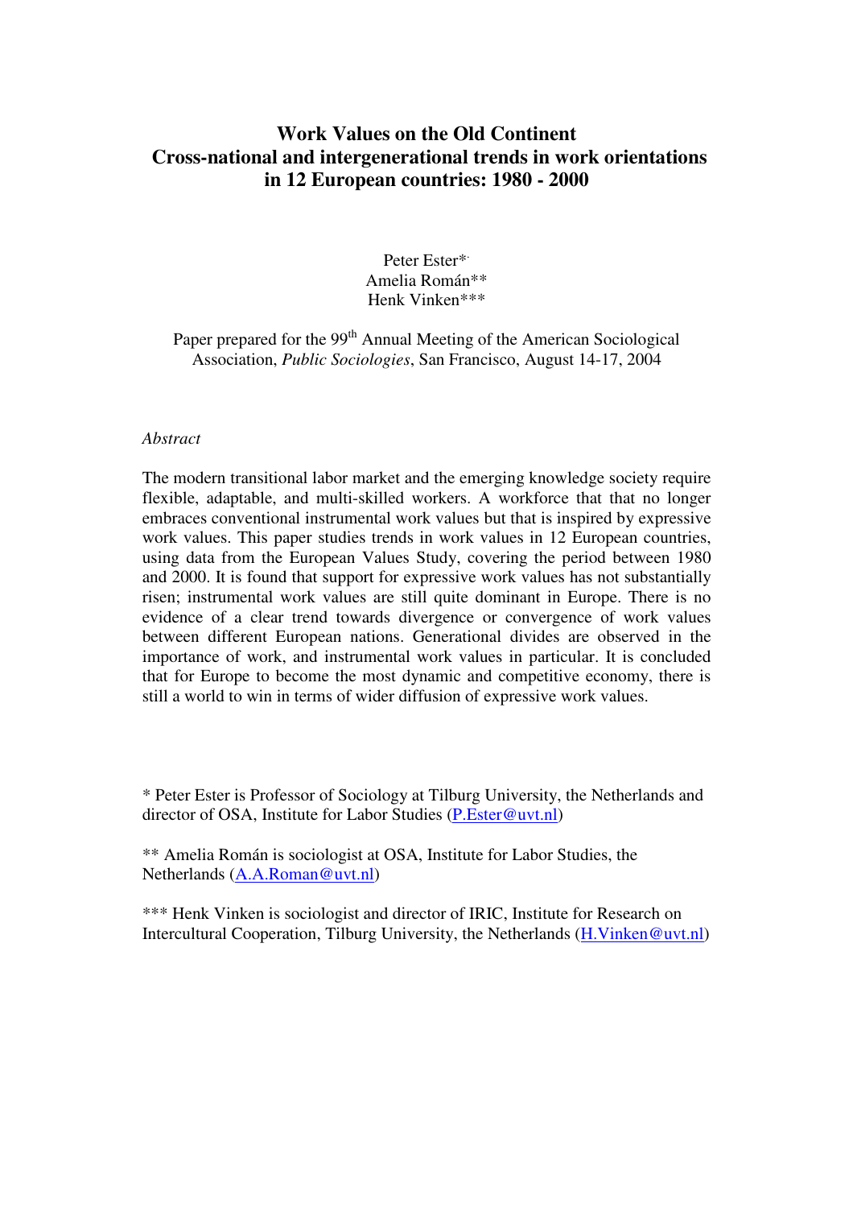# Work Values on the Old Continent
## Cross-national and intergenerational trends in work orientations in 12 European countries: 1980 - 2000

Peter Ester*
Amelia Román**
Henk Vinken***

Paper prepared for the 99th Annual Meeting of the American Sociological Association, *Public Sociologies*, San Francisco, August 14-17, 2004

*Abstract*

The modern transitional labor market and the emerging knowledge society require flexible, adaptable, and multi-skilled workers. A workforce that that no longer embraces conventional instrumental work values but that is inspired by expressive work values. This paper studies trends in work values in 12 European countries, using data from the European Values Study, covering the period between 1980 and 2000. It is found that support for expressive work values has not substantially risen; instrumental work values are still quite dominant in Europe. There is no evidence of a clear trend towards divergence or convergence of work values between different European nations. Generational divides are observed in the importance of work, and instrumental work values in particular. It is concluded that for Europe to become the most dynamic and competitive economy, there is still a world to win in terms of wider diffusion of expressive work values.

* Peter Ester is Professor of Sociology at Tilburg University, the Netherlands and director of OSA, Institute for Labor Studies (P.Ester@uvt.nl)

** Amelia Román is sociologist at OSA, Institute for Labor Studies, the Netherlands (A.A.Roman@uvt.nl)

*** Henk Vinken is sociologist and director of IRIC, Institute for Research on Intercultural Cooperation, Tilburg University, the Netherlands (H.Vinken@uvt.nl)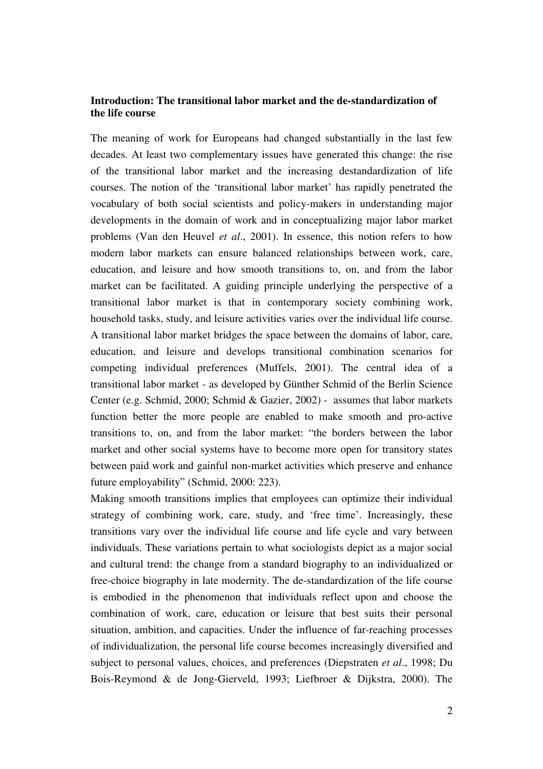**Introduction: The transitional labor market and the de-standardization of the life course**

The meaning of work for Europeans had changed substantially in the last few decades. At least two complementary issues have generated this change: the rise of the transitional labor market and the increasing destandardization of life courses. The notion of the 'transitional labor market' has rapidly penetrated the vocabulary of both social scientists and policy-makers in understanding major developments in the domain of work and in conceptualizing major labor market problems (Van den Heuvel *et al*., 2001). In essence, this notion refers to how modern labor markets can ensure balanced relationships between work, care, education, and leisure and how smooth transitions to, on, and from the labor market can be facilitated. A guiding principle underlying the perspective of a transitional labor market is that in contemporary society combining work, household tasks, study, and leisure activities varies over the individual life course. A transitional labor market bridges the space between the domains of labor, care, education, and leisure and develops transitional combination scenarios for competing individual preferences (Muffels, 2001). The central idea of a transitional labor market - as developed by Günther Schmid of the Berlin Science Center (e.g. Schmid, 2000; Schmid & Gazier, 2002) - assumes that labor markets function better the more people are enabled to make smooth and pro-active transitions to, on, and from the labor market: "the borders between the labor market and other social systems have to become more open for transitory states between paid work and gainful non-market activities which preserve and enhance future employability" (Schmid, 2000: 223).

Making smooth transitions implies that employees can optimize their individual strategy of combining work, care, study, and 'free time'. Increasingly, these transitions vary over the individual life course and life cycle and vary between individuals. These variations pertain to what sociologists depict as a major social and cultural trend: the change from a standard biography to an individualized or free-choice biography in late modernity. The de-standardization of the life course is embodied in the phenomenon that individuals reflect upon and choose the combination of work, care, education or leisure that best suits their personal situation, ambition, and capacities. Under the influence of far-reaching processes of individualization, the personal life course becomes increasingly diversified and subject to personal values, choices, and preferences (Diepstraten *et al*., 1998; Du Bois-Reymond & de Jong-Gierveld, 1993; Liefbroer & Dijkstra, 2000). The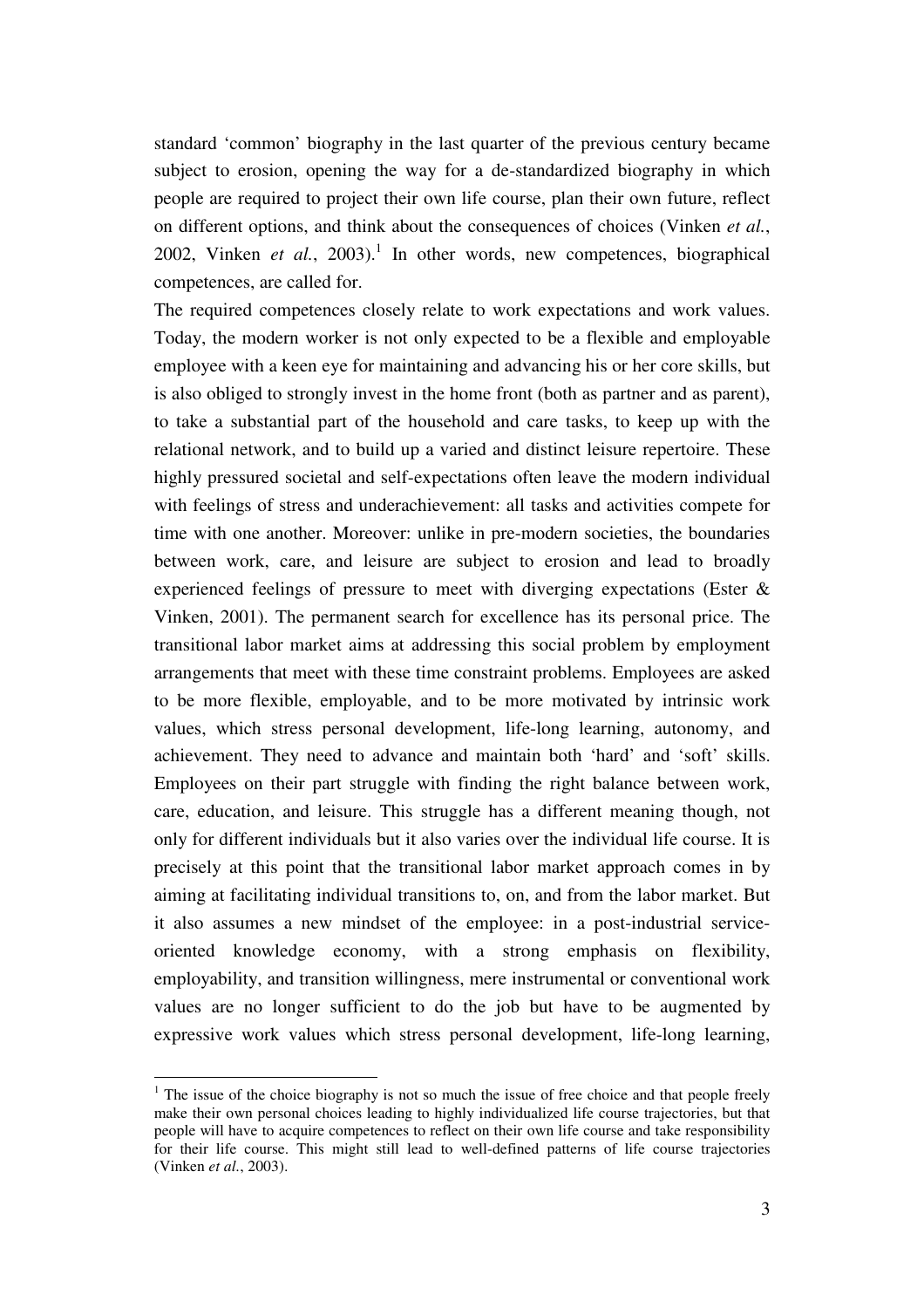standard 'common' biography in the last quarter of the previous century became subject to erosion, opening the way for a de-standardized biography in which people are required to project their own life course, plan their own future, reflect on different options, and think about the consequences of choices (Vinken *et al.*, 2002, Vinken *et al.*, 2003).[1] In other words, new competences, biographical competences, are called for.

The required competences closely relate to work expectations and work values. Today, the modern worker is not only expected to be a flexible and employable employee with a keen eye for maintaining and advancing his or her core skills, but is also obliged to strongly invest in the home front (both as partner and as parent), to take a substantial part of the household and care tasks, to keep up with the relational network, and to build up a varied and distinct leisure repertoire. These highly pressured societal and self-expectations often leave the modern individual with feelings of stress and underachievement: all tasks and activities compete for time with one another. Moreover: unlike in pre-modern societies, the boundaries between work, care, and leisure are subject to erosion and lead to broadly experienced feelings of pressure to meet with diverging expectations (Ester & Vinken, 2001). The permanent search for excellence has its personal price. The transitional labor market aims at addressing this social problem by employment arrangements that meet with these time constraint problems. Employees are asked to be more flexible, employable, and to be more motivated by intrinsic work values, which stress personal development, life-long learning, autonomy, and achievement. They need to advance and maintain both 'hard' and 'soft' skills. Employees on their part struggle with finding the right balance between work, care, education, and leisure. This struggle has a different meaning though, not only for different individuals but it also varies over the individual life course. It is precisely at this point that the transitional labor market approach comes in by aiming at facilitating individual transitions to, on, and from the labor market. But it also assumes a new mindset of the employee: in a post-industrial service-oriented knowledge economy, with a strong emphasis on flexibility, employability, and transition willingness, mere instrumental or conventional work values are no longer sufficient to do the job but have to be augmented by expressive work values which stress personal development, life-long learning,

---

[1] The issue of the choice biography is not so much the issue of free choice and that people freely make their own personal choices leading to highly individualized life course trajectories, but that people will have to acquire competences to reflect on their own life course and take responsibility for their life course. This might still lead to well-defined patterns of life course trajectories (Vinken *et al.*, 2003).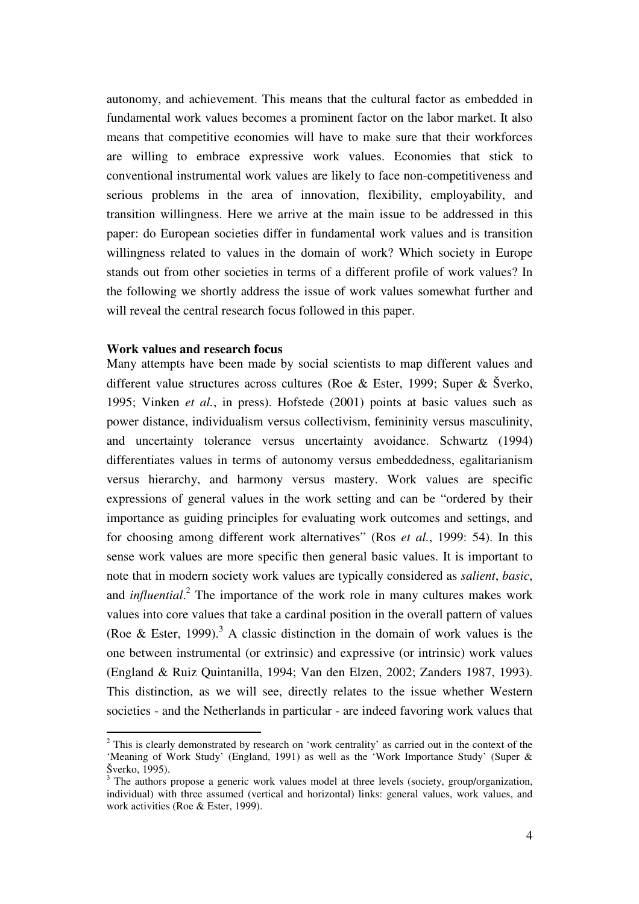autonomy, and achievement. This means that the cultural factor as embedded in fundamental work values becomes a prominent factor on the labor market. It also means that competitive economies will have to make sure that their workforces are willing to embrace expressive work values. Economies that stick to conventional instrumental work values are likely to face non-competitiveness and serious problems in the area of innovation, flexibility, employability, and transition willingness. Here we arrive at the main issue to be addressed in this paper: do European societies differ in fundamental work values and is transition willingness related to values in the domain of work? Which society in Europe stands out from other societies in terms of a different profile of work values? In the following we shortly address the issue of work values somewhat further and will reveal the central research focus followed in this paper.

**Work values and research focus**

Many attempts have been made by social scientists to map different values and different value structures across cultures (Roe & Ester, 1999; Super & Šverko, 1995; Vinken *et al.*, in press). Hofstede (2001) points at basic values such as power distance, individualism versus collectivism, femininity versus masculinity, and uncertainty tolerance versus uncertainty avoidance. Schwartz (1994) differentiates values in terms of autonomy versus embeddedness, egalitarianism versus hierarchy, and harmony versus mastery. Work values are specific expressions of general values in the work setting and can be "ordered by their importance as guiding principles for evaluating work outcomes and settings, and for choosing among different work alternatives" (Ros *et al.*, 1999: 54). In this sense work values are more specific then general basic values. It is important to note that in modern society work values are typically considered as *salient*, *basic*, and *influential*.[2] The importance of the work role in many cultures makes work values into core values that take a cardinal position in the overall pattern of values (Roe & Ester, 1999).[3] A classic distinction in the domain of work values is the one between instrumental (or extrinsic) and expressive (or intrinsic) work values (England & Ruiz Quintanilla, 1994; Van den Elzen, 2002; Zanders 1987, 1993). This distinction, as we will see, directly relates to the issue whether Western societies - and the Netherlands in particular - are indeed favoring work values that

[2] This is clearly demonstrated by research on 'work centrality' as carried out in the context of the 'Meaning of Work Study' (England, 1991) as well as the 'Work Importance Study' (Super & Šverko, 1995).

[3] The authors propose a generic work values model at three levels (society, group/organization, individual) with three assumed (vertical and horizontal) links: general values, work values, and work activities (Roe & Ester, 1999).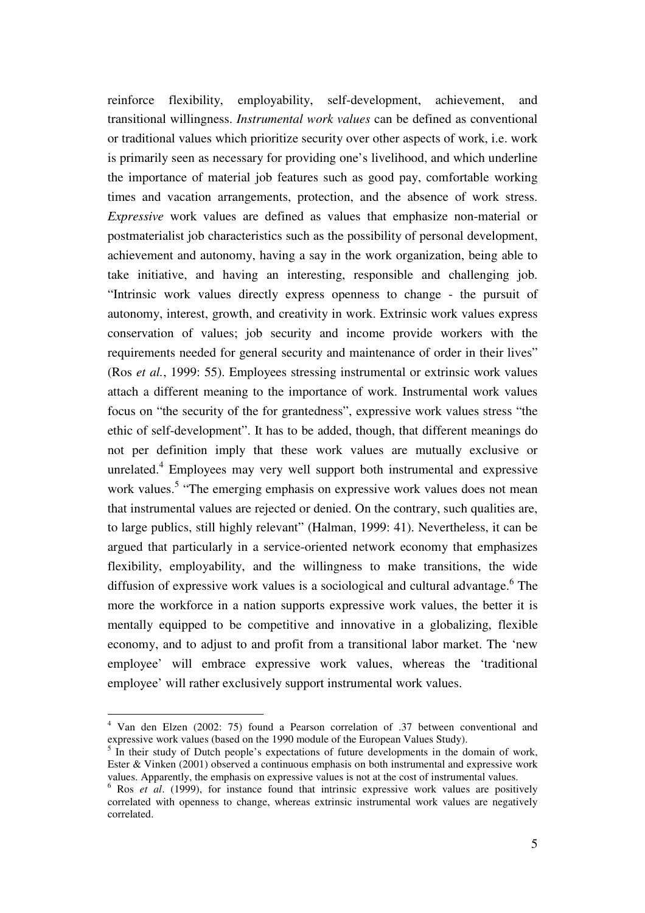reinforce flexibility, employability, self-development, achievement, and transitional willingness. *Instrumental work values* can be defined as conventional or traditional values which prioritize security over other aspects of work, i.e. work is primarily seen as necessary for providing one's livelihood, and which underline the importance of material job features such as good pay, comfortable working times and vacation arrangements, protection, and the absence of work stress. *Expressive* work values are defined as values that emphasize non-material or postmaterialist job characteristics such as the possibility of personal development, achievement and autonomy, having a say in the work organization, being able to take initiative, and having an interesting, responsible and challenging job. "Intrinsic work values directly express openness to change - the pursuit of autonomy, interest, growth, and creativity in work. Extrinsic work values express conservation of values; job security and income provide workers with the requirements needed for general security and maintenance of order in their lives" (Ros *et al.*, 1999: 55). Employees stressing instrumental or extrinsic work values attach a different meaning to the importance of work. Instrumental work values focus on "the security of the for grantedness", expressive work values stress "the ethic of self-development". It has to be added, though, that different meanings do not per definition imply that these work values are mutually exclusive or unrelated.[4] Employees may very well support both instrumental and expressive work values.[5] "The emerging emphasis on expressive work values does not mean that instrumental values are rejected or denied. On the contrary, such qualities are, to large publics, still highly relevant" (Halman, 1999: 41). Nevertheless, it can be argued that particularly in a service-oriented network economy that emphasizes flexibility, employability, and the willingness to make transitions, the wide diffusion of expressive work values is a sociological and cultural advantage.[6] The more the workforce in a nation supports expressive work values, the better it is mentally equipped to be competitive and innovative in a globalizing, flexible economy, and to adjust to and profit from a transitional labor market. The 'new employee' will embrace expressive work values, whereas the 'traditional employee' will rather exclusively support instrumental work values.

---

[4] Van den Elzen (2002: 75) found a Pearson correlation of .37 between conventional and expressive work values (based on the 1990 module of the European Values Study).

[5] In their study of Dutch people's expectations of future developments in the domain of work, Ester & Vinken (2001) observed a continuous emphasis on both instrumental and expressive work values. Apparently, the emphasis on expressive values is not at the cost of instrumental values.

[6] Ros *et al*. (1999), for instance found that intrinsic expressive work values are positively correlated with openness to change, whereas extrinsic instrumental work values are negatively correlated.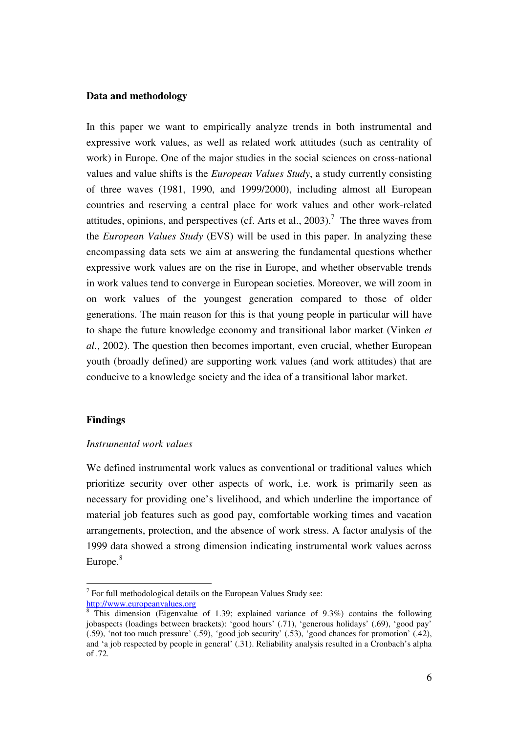**Data and methodology**

In this paper we want to empirically analyze trends in both instrumental and expressive work values, as well as related work attitudes (such as centrality of work) in Europe. One of the major studies in the social sciences on cross-national values and value shifts is the *European Values Study*, a study currently consisting of three waves (1981, 1990, and 1999/2000), including almost all European countries and reserving a central place for work values and other work-related attitudes, opinions, and perspectives (cf. Arts et al., 2003).[7] The three waves from the *European Values Study* (EVS) will be used in this paper. In analyzing these encompassing data sets we aim at answering the fundamental questions whether expressive work values are on the rise in Europe, and whether observable trends in work values tend to converge in European societies. Moreover, we will zoom in on work values of the youngest generation compared to those of older generations. The main reason for this is that young people in particular will have to shape the future knowledge economy and transitional labor market (Vinken *et al.*, 2002). The question then becomes important, even crucial, whether European youth (broadly defined) are supporting work values (and work attitudes) that are conducive to a knowledge society and the idea of a transitional labor market.

**Findings**

*Instrumental work values*

We defined instrumental work values as conventional or traditional values which prioritize security over other aspects of work, i.e. work is primarily seen as necessary for providing one's livelihood, and which underline the importance of material job features such as good pay, comfortable working times and vacation arrangements, protection, and the absence of work stress. A factor analysis of the 1999 data showed a strong dimension indicating instrumental work values across Europe.[8]

[7] For full methodological details on the European Values Study see: http://www.europeanvalues.org

[8] This dimension (Eigenvalue of 1.39; explained variance of 9.3%) contains the following jobaspects (loadings between brackets): 'good hours' (.71), 'generous holidays' (.69), 'good pay' (.59), 'not too much pressure' (.59), 'good job security' (.53), 'good chances for promotion' (.42), and 'a job respected by people in general' (.31). Reliability analysis resulted in a Cronbach's alpha of .72.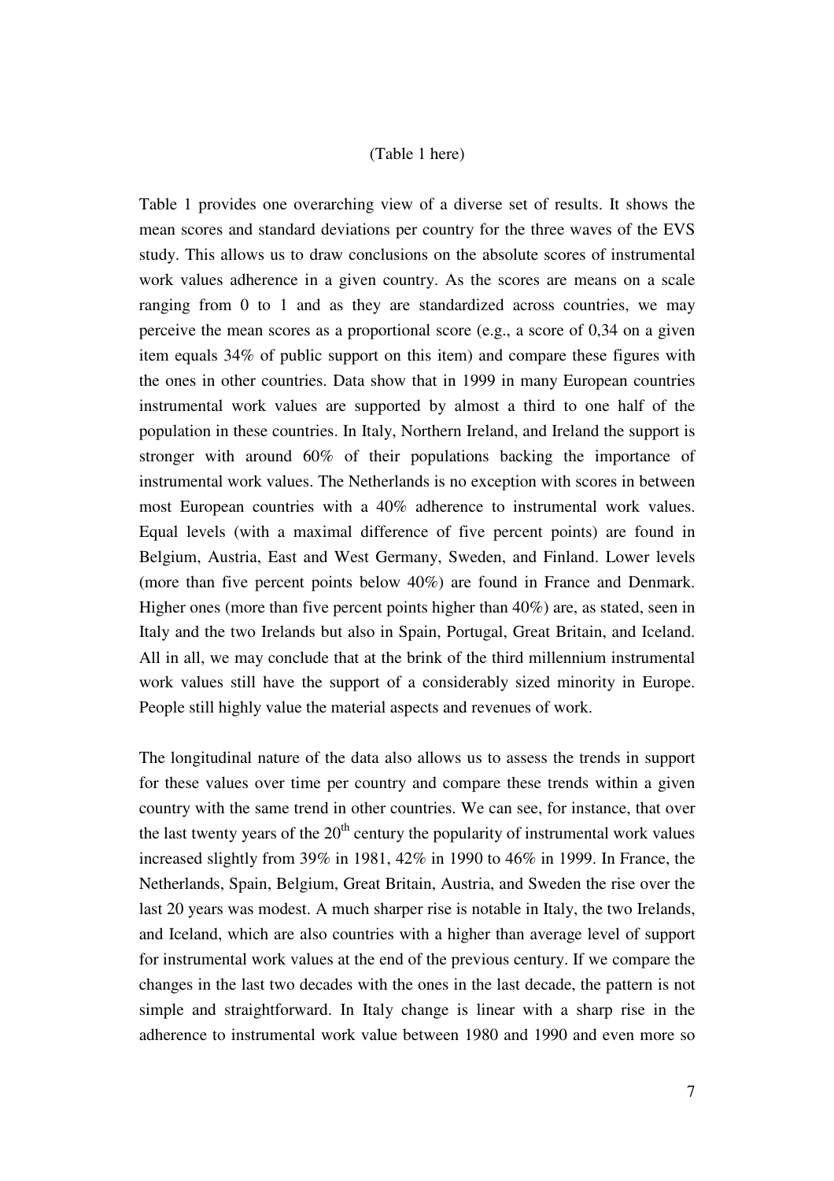(Table 1 here)

Table 1 provides one overarching view of a diverse set of results. It shows the mean scores and standard deviations per country for the three waves of the EVS study. This allows us to draw conclusions on the absolute scores of instrumental work values adherence in a given country. As the scores are means on a scale ranging from 0 to 1 and as they are standardized across countries, we may perceive the mean scores as a proportional score (e.g., a score of 0,34 on a given item equals 34% of public support on this item) and compare these figures with the ones in other countries. Data show that in 1999 in many European countries instrumental work values are supported by almost a third to one half of the population in these countries. In Italy, Northern Ireland, and Ireland the support is stronger with around 60% of their populations backing the importance of instrumental work values. The Netherlands is no exception with scores in between most European countries with a 40% adherence to instrumental work values. Equal levels (with a maximal difference of five percent points) are found in Belgium, Austria, East and West Germany, Sweden, and Finland. Lower levels (more than five percent points below 40%) are found in France and Denmark. Higher ones (more than five percent points higher than 40%) are, as stated, seen in Italy and the two Irelands but also in Spain, Portugal, Great Britain, and Iceland. All in all, we may conclude that at the brink of the third millennium instrumental work values still have the support of a considerably sized minority in Europe. People still highly value the material aspects and revenues of work.

The longitudinal nature of the data also allows us to assess the trends in support for these values over time per country and compare these trends within a given country with the same trend in other countries. We can see, for instance, that over the last twenty years of the 20[th] century the popularity of instrumental work values increased slightly from 39% in 1981, 42% in 1990 to 46% in 1999. In France, the Netherlands, Spain, Belgium, Great Britain, Austria, and Sweden the rise over the last 20 years was modest. A much sharper rise is notable in Italy, the two Irelands, and Iceland, which are also countries with a higher than average level of support for instrumental work values at the end of the previous century. If we compare the changes in the last two decades with the ones in the last decade, the pattern is not simple and straightforward. In Italy change is linear with a sharp rise in the adherence to instrumental work value between 1980 and 1990 and even more so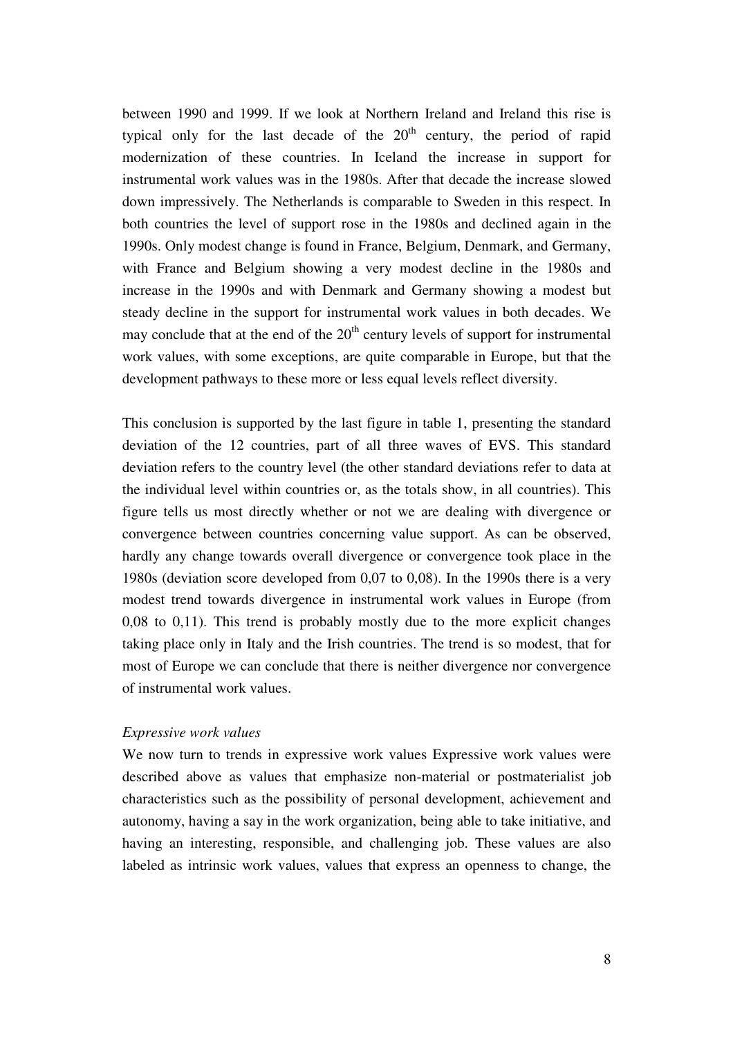between 1990 and 1999. If we look at Northern Ireland and Ireland this rise is typical only for the last decade of the 20th century, the period of rapid modernization of these countries. In Iceland the increase in support for instrumental work values was in the 1980s. After that decade the increase slowed down impressively. The Netherlands is comparable to Sweden in this respect. In both countries the level of support rose in the 1980s and declined again in the 1990s. Only modest change is found in France, Belgium, Denmark, and Germany, with France and Belgium showing a very modest decline in the 1980s and increase in the 1990s and with Denmark and Germany showing a modest but steady decline in the support for instrumental work values in both decades. We may conclude that at the end of the 20th century levels of support for instrumental work values, with some exceptions, are quite comparable in Europe, but that the development pathways to these more or less equal levels reflect diversity.

This conclusion is supported by the last figure in table 1, presenting the standard deviation of the 12 countries, part of all three waves of EVS. This standard deviation refers to the country level (the other standard deviations refer to data at the individual level within countries or, as the totals show, in all countries). This figure tells us most directly whether or not we are dealing with divergence or convergence between countries concerning value support. As can be observed, hardly any change towards overall divergence or convergence took place in the 1980s (deviation score developed from 0,07 to 0,08). In the 1990s there is a very modest trend towards divergence in instrumental work values in Europe (from 0,08 to 0,11). This trend is probably mostly due to the more explicit changes taking place only in Italy and the Irish countries. The trend is so modest, that for most of Europe we can conclude that there is neither divergence nor convergence of instrumental work values.

*Expressive work values*

We now turn to trends in expressive work values Expressive work values were described above as values that emphasize non-material or postmaterialist job characteristics such as the possibility of personal development, achievement and autonomy, having a say in the work organization, being able to take initiative, and having an interesting, responsible, and challenging job. These values are also labeled as intrinsic work values, values that express an openness to change, the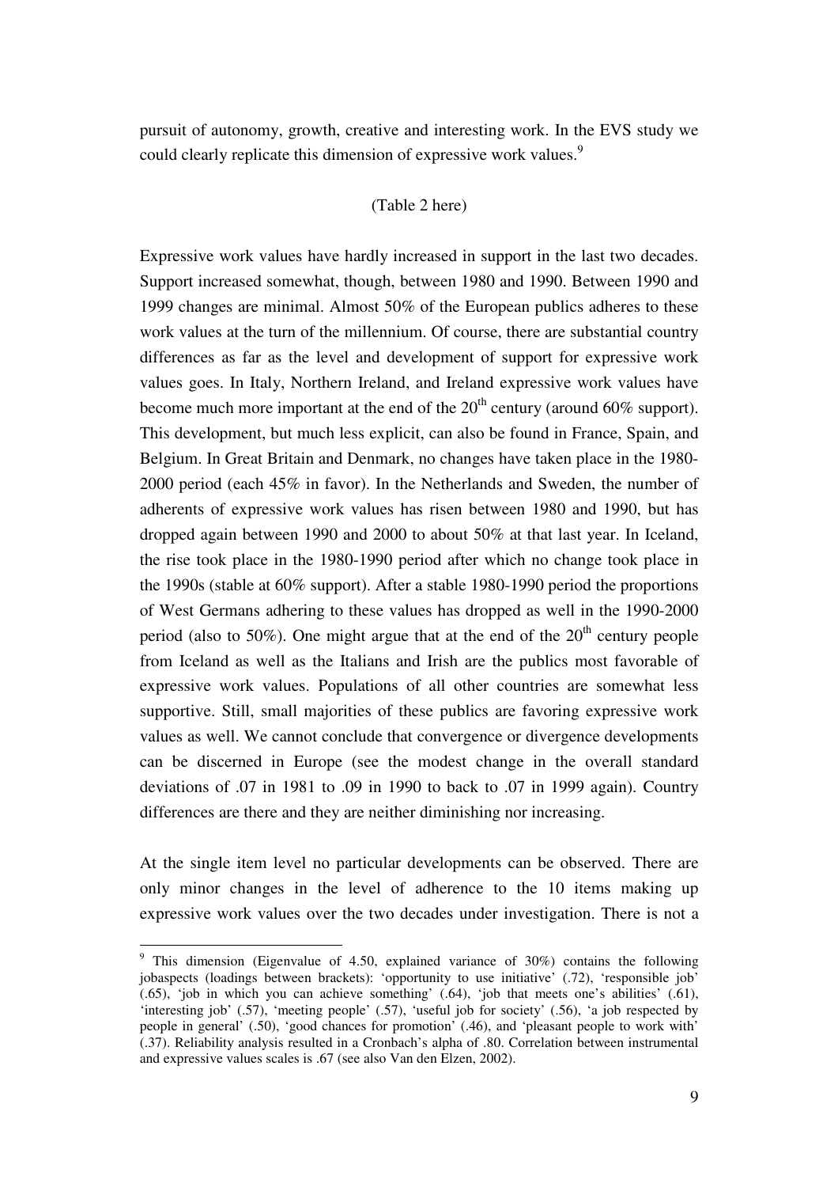pursuit of autonomy, growth, creative and interesting work. In the EVS study we could clearly replicate this dimension of expressive work values.[9]

(Table 2 here)

Expressive work values have hardly increased in support in the last two decades. Support increased somewhat, though, between 1980 and 1990. Between 1990 and 1999 changes are minimal. Almost 50% of the European publics adheres to these work values at the turn of the millennium. Of course, there are substantial country differences as far as the level and development of support for expressive work values goes. In Italy, Northern Ireland, and Ireland expressive work values have become much more important at the end of the 20th century (around 60% support). This development, but much less explicit, can also be found in France, Spain, and Belgium. In Great Britain and Denmark, no changes have taken place in the 1980-2000 period (each 45% in favor). In the Netherlands and Sweden, the number of adherents of expressive work values has risen between 1980 and 1990, but has dropped again between 1990 and 2000 to about 50% at that last year. In Iceland, the rise took place in the 1980-1990 period after which no change took place in the 1990s (stable at 60% support). After a stable 1980-1990 period the proportions of West Germans adhering to these values has dropped as well in the 1990-2000 period (also to 50%). One might argue that at the end of the 20th century people from Iceland as well as the Italians and Irish are the publics most favorable of expressive work values. Populations of all other countries are somewhat less supportive. Still, small majorities of these publics are favoring expressive work values as well. We cannot conclude that convergence or divergence developments can be discerned in Europe (see the modest change in the overall standard deviations of .07 in 1981 to .09 in 1990 to back to .07 in 1999 again). Country differences are there and they are neither diminishing nor increasing.

At the single item level no particular developments can be observed. There are only minor changes in the level of adherence to the 10 items making up expressive work values over the two decades under investigation. There is not a

[9] This dimension (Eigenvalue of 4.50, explained variance of 30%) contains the following jobaspects (loadings between brackets): 'opportunity to use initiative' (.72), 'responsible job' (.65), 'job in which you can achieve something' (.64), 'job that meets one's abilities' (.61), 'interesting job' (.57), 'meeting people' (.57), 'useful job for society' (.56), 'a job respected by people in general' (.50), 'good chances for promotion' (.46), and 'pleasant people to work with' (.37). Reliability analysis resulted in a Cronbach's alpha of .80. Correlation between instrumental and expressive values scales is .67 (see also Van den Elzen, 2002).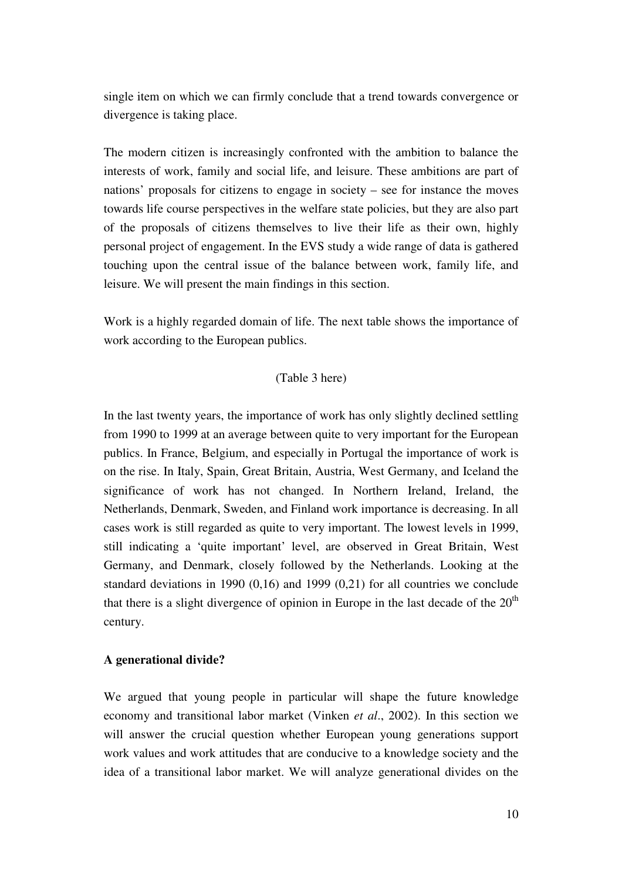single item on which we can firmly conclude that a trend towards convergence or divergence is taking place.

The modern citizen is increasingly confronted with the ambition to balance the interests of work, family and social life, and leisure. These ambitions are part of nations' proposals for citizens to engage in society – see for instance the moves towards life course perspectives in the welfare state policies, but they are also part of the proposals of citizens themselves to live their life as their own, highly personal project of engagement. In the EVS study a wide range of data is gathered touching upon the central issue of the balance between work, family life, and leisure. We will present the main findings in this section.

Work is a highly regarded domain of life. The next table shows the importance of work according to the European publics.

(Table 3 here)

In the last twenty years, the importance of work has only slightly declined settling from 1990 to 1999 at an average between quite to very important for the European publics. In France, Belgium, and especially in Portugal the importance of work is on the rise. In Italy, Spain, Great Britain, Austria, West Germany, and Iceland the significance of work has not changed. In Northern Ireland, Ireland, the Netherlands, Denmark, Sweden, and Finland work importance is decreasing. In all cases work is still regarded as quite to very important. The lowest levels in 1999, still indicating a 'quite important' level, are observed in Great Britain, West Germany, and Denmark, closely followed by the Netherlands. Looking at the standard deviations in 1990 (0,16) and 1999 (0,21) for all countries we conclude that there is a slight divergence of opinion in Europe in the last decade of the 20th century.

**A generational divide?**

We argued that young people in particular will shape the future knowledge economy and transitional labor market (Vinken *et al*., 2002). In this section we will answer the crucial question whether European young generations support work values and work attitudes that are conducive to a knowledge society and the idea of a transitional labor market. We will analyze generational divides on the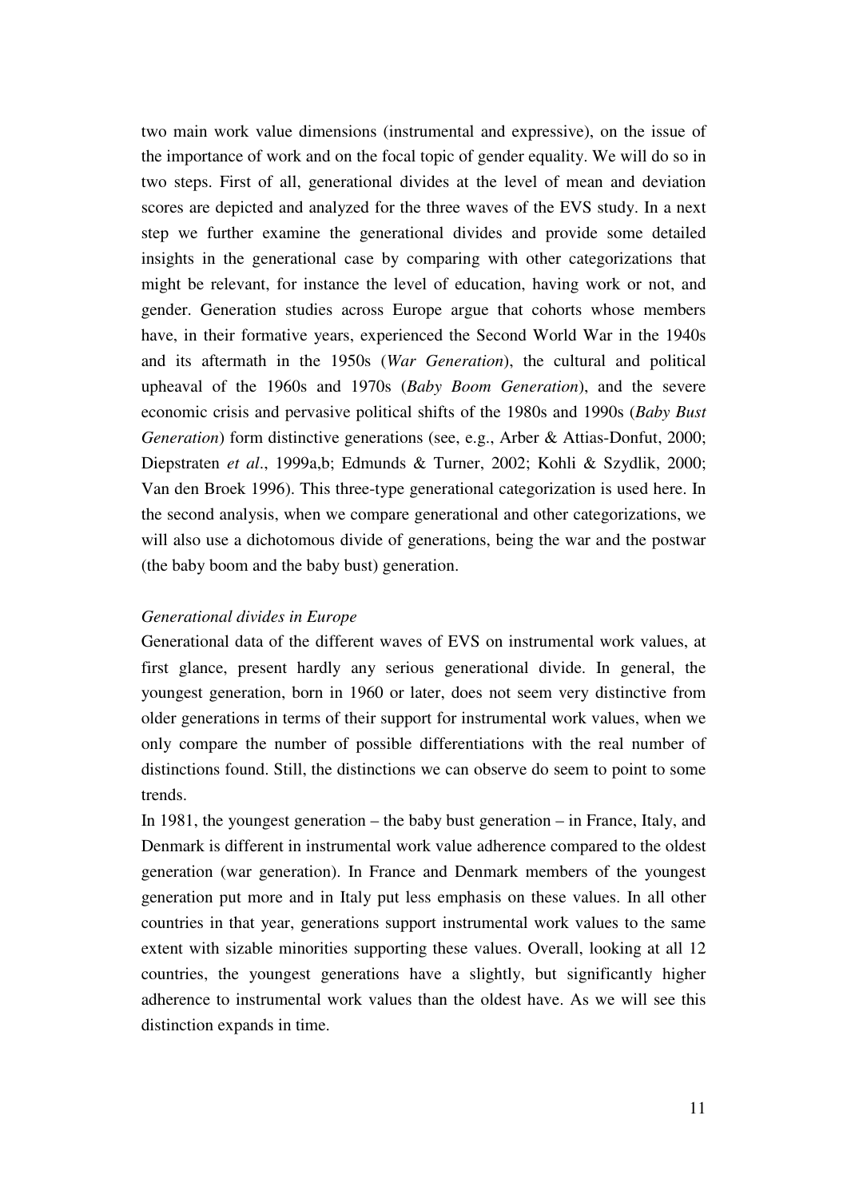two main work value dimensions (instrumental and expressive), on the issue of the importance of work and on the focal topic of gender equality. We will do so in two steps. First of all, generational divides at the level of mean and deviation scores are depicted and analyzed for the three waves of the EVS study. In a next step we further examine the generational divides and provide some detailed insights in the generational case by comparing with other categorizations that might be relevant, for instance the level of education, having work or not, and gender. Generation studies across Europe argue that cohorts whose members have, in their formative years, experienced the Second World War in the 1940s and its aftermath in the 1950s (*War Generation*), the cultural and political upheaval of the 1960s and 1970s (*Baby Boom Generation*), and the severe economic crisis and pervasive political shifts of the 1980s and 1990s (*Baby Bust Generation*) form distinctive generations (see, e.g., Arber & Attias-Donfut, 2000; Diepstraten *et al*., 1999a,b; Edmunds & Turner, 2002; Kohli & Szydlik, 2000; Van den Broek 1996). This three-type generational categorization is used here. In the second analysis, when we compare generational and other categorizations, we will also use a dichotomous divide of generations, being the war and the postwar (the baby boom and the baby bust) generation.

*Generational divides in Europe*

Generational data of the different waves of EVS on instrumental work values, at first glance, present hardly any serious generational divide. In general, the youngest generation, born in 1960 or later, does not seem very distinctive from older generations in terms of their support for instrumental work values, when we only compare the number of possible differentiations with the real number of distinctions found. Still, the distinctions we can observe do seem to point to some trends.

In 1981, the youngest generation – the baby bust generation – in France, Italy, and Denmark is different in instrumental work value adherence compared to the oldest generation (war generation). In France and Denmark members of the youngest generation put more and in Italy put less emphasis on these values. In all other countries in that year, generations support instrumental work values to the same extent with sizable minorities supporting these values. Overall, looking at all 12 countries, the youngest generations have a slightly, but significantly higher adherence to instrumental work values than the oldest have. As we will see this distinction expands in time.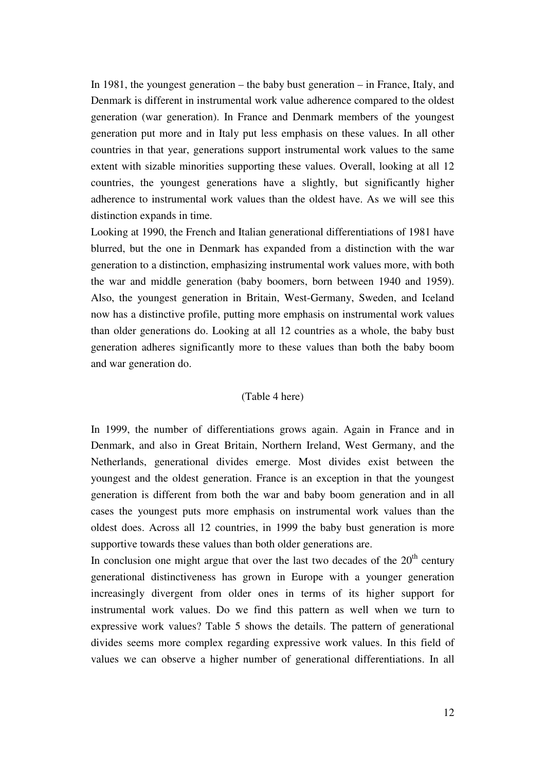In 1981, the youngest generation – the baby bust generation – in France, Italy, and Denmark is different in instrumental work value adherence compared to the oldest generation (war generation). In France and Denmark members of the youngest generation put more and in Italy put less emphasis on these values. In all other countries in that year, generations support instrumental work values to the same extent with sizable minorities supporting these values. Overall, looking at all 12 countries, the youngest generations have a slightly, but significantly higher adherence to instrumental work values than the oldest have. As we will see this distinction expands in time.

Looking at 1990, the French and Italian generational differentiations of 1981 have blurred, but the one in Denmark has expanded from a distinction with the war generation to a distinction, emphasizing instrumental work values more, with both the war and middle generation (baby boomers, born between 1940 and 1959). Also, the youngest generation in Britain, West-Germany, Sweden, and Iceland now has a distinctive profile, putting more emphasis on instrumental work values than older generations do. Looking at all 12 countries as a whole, the baby bust generation adheres significantly more to these values than both the baby boom and war generation do.

(Table 4 here)

In 1999, the number of differentiations grows again. Again in France and in Denmark, and also in Great Britain, Northern Ireland, West Germany, and the Netherlands, generational divides emerge. Most divides exist between the youngest and the oldest generation. France is an exception in that the youngest generation is different from both the war and baby boom generation and in all cases the youngest puts more emphasis on instrumental work values than the oldest does. Across all 12 countries, in 1999 the baby bust generation is more supportive towards these values than both older generations are.

In conclusion one might argue that over the last two decades of the 20th century generational distinctiveness has grown in Europe with a younger generation increasingly divergent from older ones in terms of its higher support for instrumental work values. Do we find this pattern as well when we turn to expressive work values? Table 5 shows the details. The pattern of generational divides seems more complex regarding expressive work values. In this field of values we can observe a higher number of generational differentiations. In all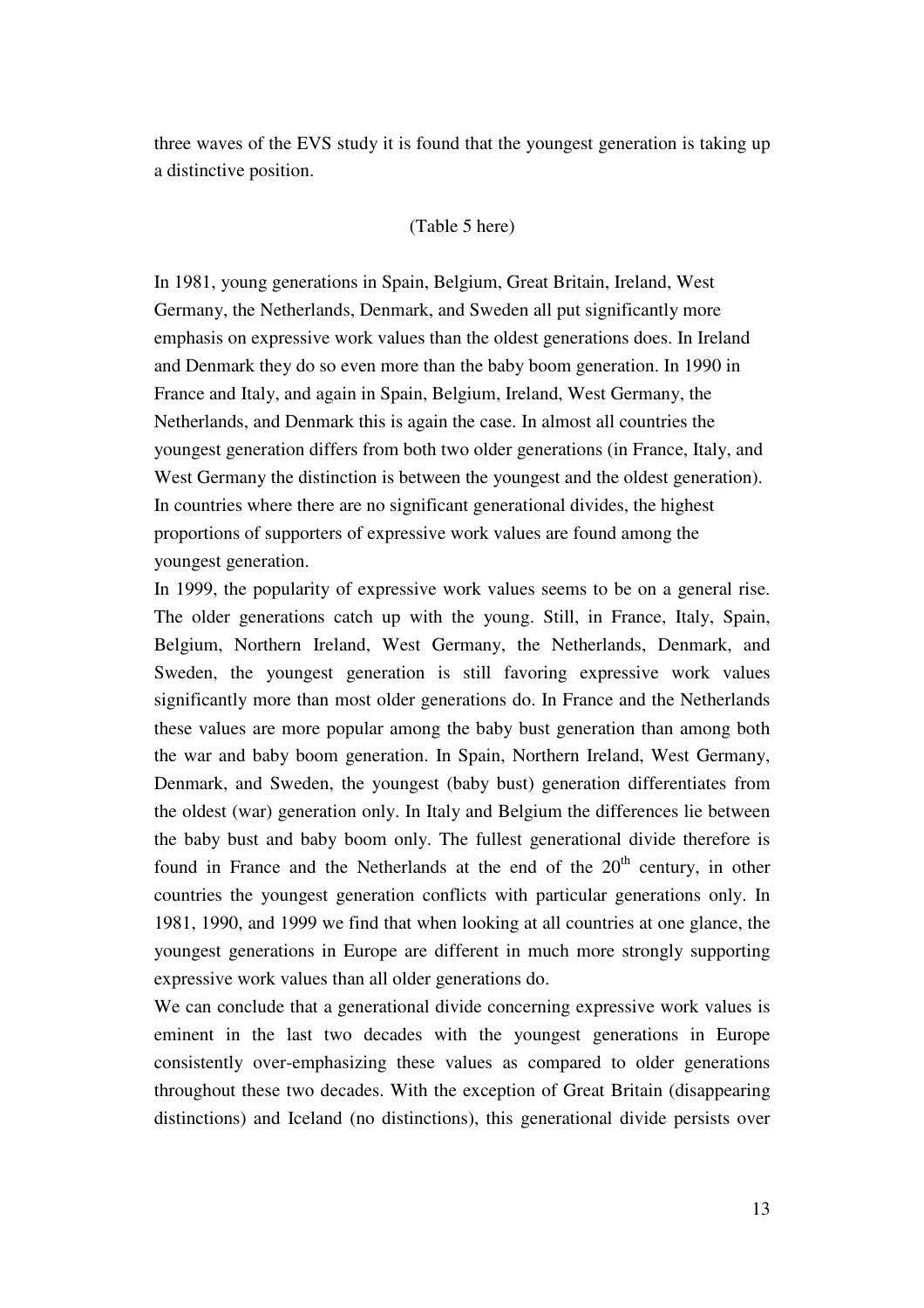three waves of the EVS study it is found that the youngest generation is taking up a distinctive position.

(Table 5 here)

In 1981, young generations in Spain, Belgium, Great Britain, Ireland, West Germany, the Netherlands, Denmark, and Sweden all put significantly more emphasis on expressive work values than the oldest generations does. In Ireland and Denmark they do so even more than the baby boom generation. In 1990 in France and Italy, and again in Spain, Belgium, Ireland, West Germany, the Netherlands, and Denmark this is again the case. In almost all countries the youngest generation differs from both two older generations (in France, Italy, and West Germany the distinction is between the youngest and the oldest generation). In countries where there are no significant generational divides, the highest proportions of supporters of expressive work values are found among the youngest generation.

In 1999, the popularity of expressive work values seems to be on a general rise. The older generations catch up with the young. Still, in France, Italy, Spain, Belgium, Northern Ireland, West Germany, the Netherlands, Denmark, and Sweden, the youngest generation is still favoring expressive work values significantly more than most older generations do. In France and the Netherlands these values are more popular among the baby bust generation than among both the war and baby boom generation. In Spain, Northern Ireland, West Germany, Denmark, and Sweden, the youngest (baby bust) generation differentiates from the oldest (war) generation only. In Italy and Belgium the differences lie between the baby bust and baby boom only. The fullest generational divide therefore is found in France and the Netherlands at the end of the 20th century, in other countries the youngest generation conflicts with particular generations only. In 1981, 1990, and 1999 we find that when looking at all countries at one glance, the youngest generations in Europe are different in much more strongly supporting expressive work values than all older generations do.

We can conclude that a generational divide concerning expressive work values is eminent in the last two decades with the youngest generations in Europe consistently over-emphasizing these values as compared to older generations throughout these two decades. With the exception of Great Britain (disappearing distinctions) and Iceland (no distinctions), this generational divide persists over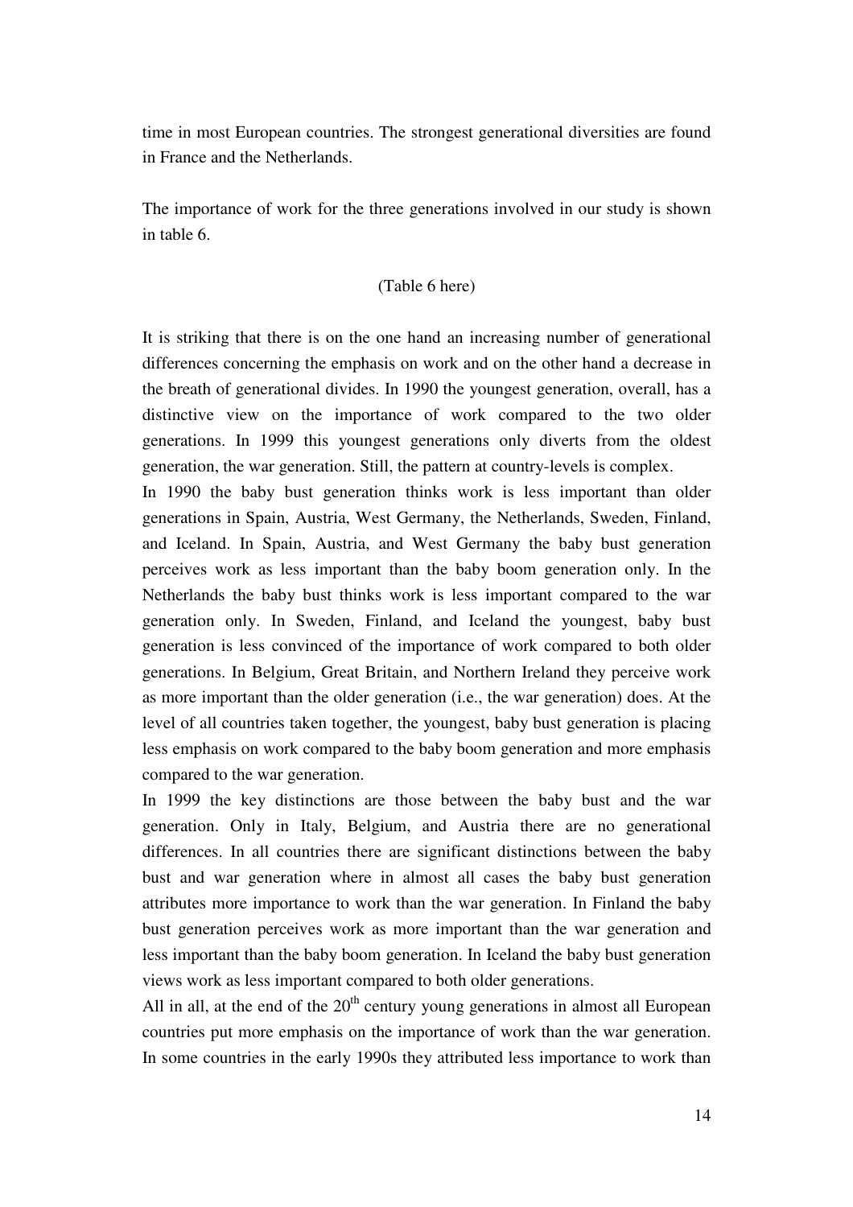time in most European countries. The strongest generational diversities are found in France and the Netherlands.

The importance of work for the three generations involved in our study is shown in table 6.

(Table 6 here)

It is striking that there is on the one hand an increasing number of generational differences concerning the emphasis on work and on the other hand a decrease in the breath of generational divides. In 1990 the youngest generation, overall, has a distinctive view on the importance of work compared to the two older generations. In 1999 this youngest generations only diverts from the oldest generation, the war generation. Still, the pattern at country-levels is complex.

In 1990 the baby bust generation thinks work is less important than older generations in Spain, Austria, West Germany, the Netherlands, Sweden, Finland, and Iceland. In Spain, Austria, and West Germany the baby bust generation perceives work as less important than the baby boom generation only. In the Netherlands the baby bust thinks work is less important compared to the war generation only. In Sweden, Finland, and Iceland the youngest, baby bust generation is less convinced of the importance of work compared to both older generations. In Belgium, Great Britain, and Northern Ireland they perceive work as more important than the older generation (i.e., the war generation) does. At the level of all countries taken together, the youngest, baby bust generation is placing less emphasis on work compared to the baby boom generation and more emphasis compared to the war generation.

In 1999 the key distinctions are those between the baby bust and the war generation. Only in Italy, Belgium, and Austria there are no generational differences. In all countries there are significant distinctions between the baby bust and war generation where in almost all cases the baby bust generation attributes more importance to work than the war generation. In Finland the baby bust generation perceives work as more important than the war generation and less important than the baby boom generation. In Iceland the baby bust generation views work as less important compared to both older generations.

All in all, at the end of the 20th century young generations in almost all European countries put more emphasis on the importance of work than the war generation. In some countries in the early 1990s they attributed less importance to work than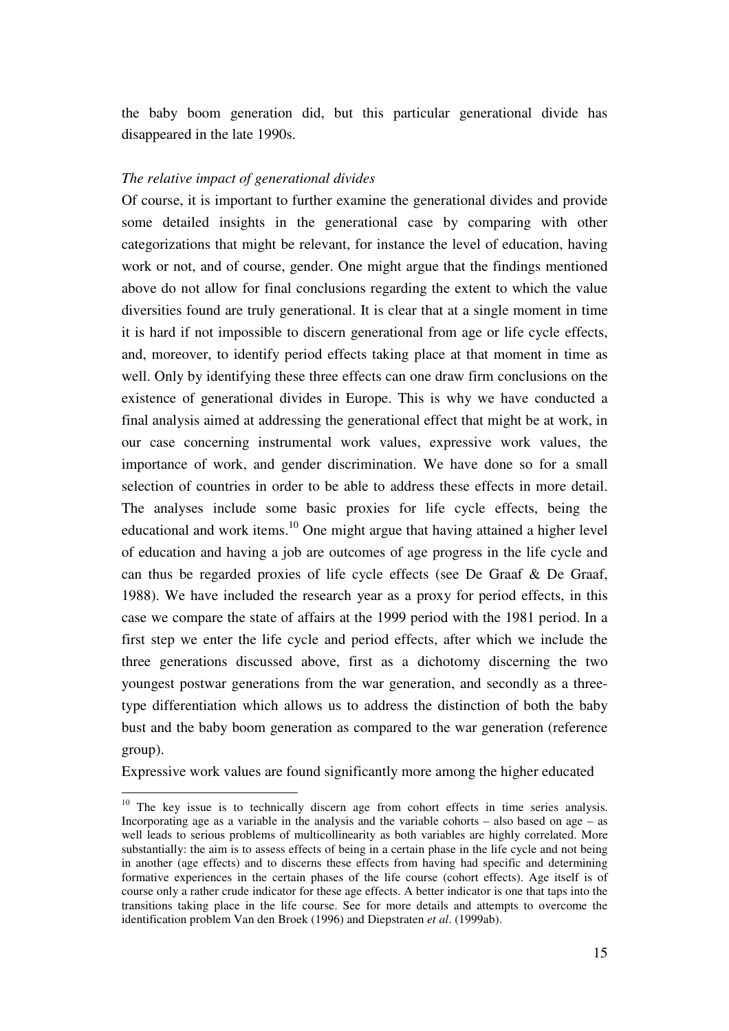the baby boom generation did, but this particular generational divide has disappeared in the late 1990s.

*The relative impact of generational divides*

Of course, it is important to further examine the generational divides and provide some detailed insights in the generational case by comparing with other categorizations that might be relevant, for instance the level of education, having work or not, and of course, gender. One might argue that the findings mentioned above do not allow for final conclusions regarding the extent to which the value diversities found are truly generational. It is clear that at a single moment in time it is hard if not impossible to discern generational from age or life cycle effects, and, moreover, to identify period effects taking place at that moment in time as well. Only by identifying these three effects can one draw firm conclusions on the existence of generational divides in Europe. This is why we have conducted a final analysis aimed at addressing the generational effect that might be at work, in our case concerning instrumental work values, expressive work values, the importance of work, and gender discrimination. We have done so for a small selection of countries in order to be able to address these effects in more detail. The analyses include some basic proxies for life cycle effects, being the educational and work items.[10] One might argue that having attained a higher level of education and having a job are outcomes of age progress in the life cycle and can thus be regarded proxies of life cycle effects (see De Graaf & De Graaf, 1988). We have included the research year as a proxy for period effects, in this case we compare the state of affairs at the 1999 period with the 1981 period. In a first step we enter the life cycle and period effects, after which we include the three generations discussed above, first as a dichotomy discerning the two youngest postwar generations from the war generation, and secondly as a three-type differentiation which allows us to address the distinction of both the baby bust and the baby boom generation as compared to the war generation (reference group).

Expressive work values are found significantly more among the higher educated

---

[10] The key issue is to technically discern age from cohort effects in time series analysis. Incorporating age as a variable in the analysis and the variable cohorts – also based on age – as well leads to serious problems of multicollinearity as both variables are highly correlated. More substantially: the aim is to assess effects of being in a certain phase in the life cycle and not being in another (age effects) and to discerns these effects from having had specific and determining formative experiences in the certain phases of the life course (cohort effects). Age itself is of course only a rather crude indicator for these age effects. A better indicator is one that taps into the transitions taking place in the life course. See for more details and attempts to overcome the identification problem Van den Broek (1996) and Diepstraten *et al*. (1999ab).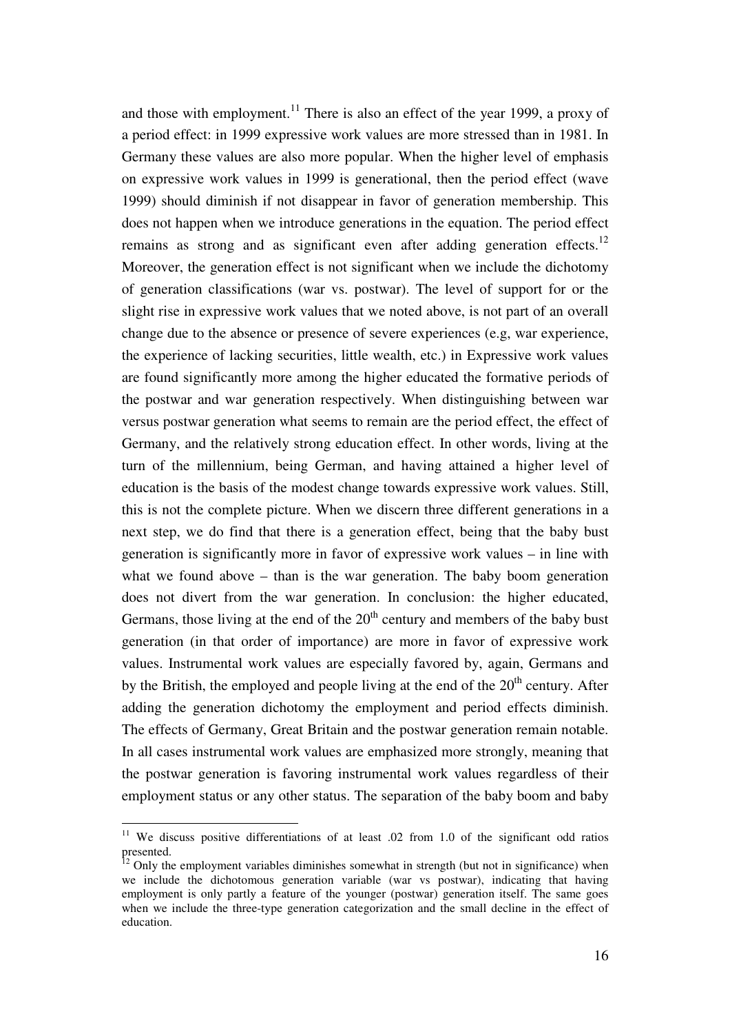and those with employment.[11] There is also an effect of the year 1999, a proxy of a period effect: in 1999 expressive work values are more stressed than in 1981. In Germany these values are also more popular. When the higher level of emphasis on expressive work values in 1999 is generational, then the period effect (wave 1999) should diminish if not disappear in favor of generation membership. This does not happen when we introduce generations in the equation. The period effect remains as strong and as significant even after adding generation effects.[12] Moreover, the generation effect is not significant when we include the dichotomy of generation classifications (war vs. postwar). The level of support for or the slight rise in expressive work values that we noted above, is not part of an overall change due to the absence or presence of severe experiences (e.g, war experience, the experience of lacking securities, little wealth, etc.) in Expressive work values are found significantly more among the higher educated the formative periods of the postwar and war generation respectively. When distinguishing between war versus postwar generation what seems to remain are the period effect, the effect of Germany, and the relatively strong education effect. In other words, living at the turn of the millennium, being German, and having attained a higher level of education is the basis of the modest change towards expressive work values. Still, this is not the complete picture. When we discern three different generations in a next step, we do find that there is a generation effect, being that the baby bust generation is significantly more in favor of expressive work values – in line with what we found above – than is the war generation. The baby boom generation does not divert from the war generation. In conclusion: the higher educated, Germans, those living at the end of the 20th century and members of the baby bust generation (in that order of importance) are more in favor of expressive work values. Instrumental work values are especially favored by, again, Germans and by the British, the employed and people living at the end of the 20th century. After adding the generation dichotomy the employment and period effects diminish. The effects of Germany, Great Britain and the postwar generation remain notable. In all cases instrumental work values are emphasized more strongly, meaning that the postwar generation is favoring instrumental work values regardless of their employment status or any other status. The separation of the baby boom and baby

[11] We discuss positive differentiations of at least .02 from 1.0 of the significant odd ratios presented.

[12] Only the employment variables diminishes somewhat in strength (but not in significance) when we include the dichotomous generation variable (war vs postwar), indicating that having employment is only partly a feature of the younger (postwar) generation itself. The same goes when we include the three-type generation categorization and the small decline in the effect of education.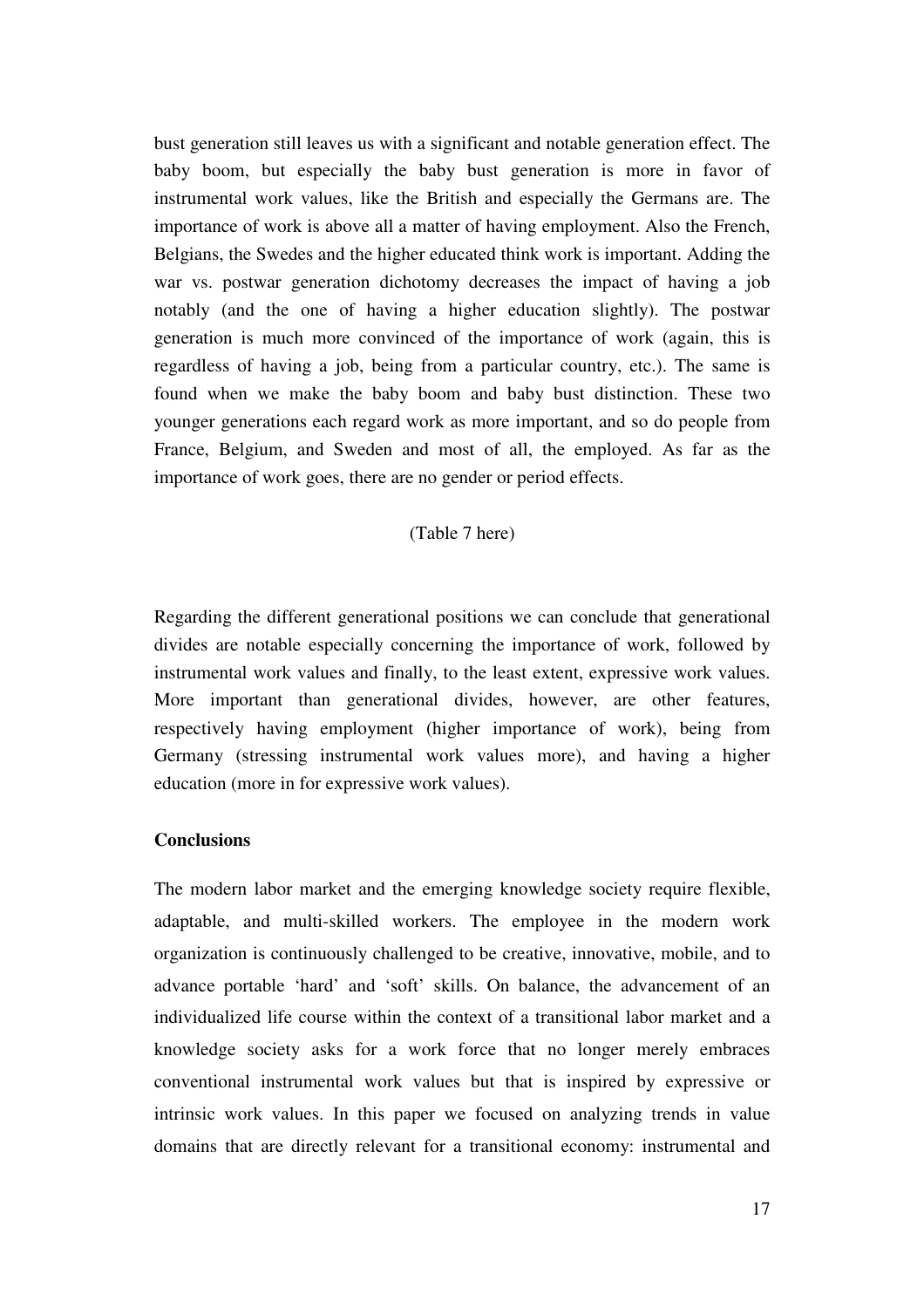bust generation still leaves us with a significant and notable generation effect. The baby boom, but especially the baby bust generation is more in favor of instrumental work values, like the British and especially the Germans are. The importance of work is above all a matter of having employment. Also the French, Belgians, the Swedes and the higher educated think work is important. Adding the war vs. postwar generation dichotomy decreases the impact of having a job notably (and the one of having a higher education slightly). The postwar generation is much more convinced of the importance of work (again, this is regardless of having a job, being from a particular country, etc.). The same is found when we make the baby boom and baby bust distinction. These two younger generations each regard work as more important, and so do people from France, Belgium, and Sweden and most of all, the employed. As far as the importance of work goes, there are no gender or period effects.

(Table 7 here)

Regarding the different generational positions we can conclude that generational divides are notable especially concerning the importance of work, followed by instrumental work values and finally, to the least extent, expressive work values. More important than generational divides, however, are other features, respectively having employment (higher importance of work), being from Germany (stressing instrumental work values more), and having a higher education (more in for expressive work values).

**Conclusions**

The modern labor market and the emerging knowledge society require flexible, adaptable, and multi-skilled workers. The employee in the modern work organization is continuously challenged to be creative, innovative, mobile, and to advance portable 'hard' and 'soft' skills. On balance, the advancement of an individualized life course within the context of a transitional labor market and a knowledge society asks for a work force that no longer merely embraces conventional instrumental work values but that is inspired by expressive or intrinsic work values. In this paper we focused on analyzing trends in value domains that are directly relevant for a transitional economy: instrumental and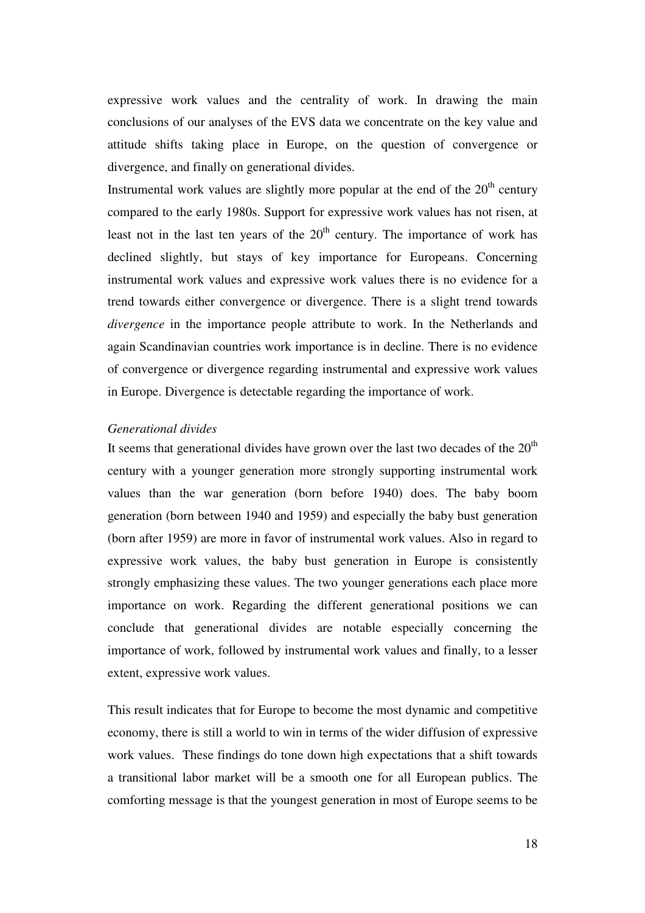expressive work values and the centrality of work. In drawing the main conclusions of our analyses of the EVS data we concentrate on the key value and attitude shifts taking place in Europe, on the question of convergence or divergence, and finally on generational divides.

Instrumental work values are slightly more popular at the end of the 20th century compared to the early 1980s. Support for expressive work values has not risen, at least not in the last ten years of the 20th century. The importance of work has declined slightly, but stays of key importance for Europeans. Concerning instrumental work values and expressive work values there is no evidence for a trend towards either convergence or divergence. There is a slight trend towards *divergence* in the importance people attribute to work. In the Netherlands and again Scandinavian countries work importance is in decline. There is no evidence of convergence or divergence regarding instrumental and expressive work values in Europe. Divergence is detectable regarding the importance of work.

*Generational divides*

It seems that generational divides have grown over the last two decades of the 20th century with a younger generation more strongly supporting instrumental work values than the war generation (born before 1940) does. The baby boom generation (born between 1940 and 1959) and especially the baby bust generation (born after 1959) are more in favor of instrumental work values. Also in regard to expressive work values, the baby bust generation in Europe is consistently strongly emphasizing these values. The two younger generations each place more importance on work. Regarding the different generational positions we can conclude that generational divides are notable especially concerning the importance of work, followed by instrumental work values and finally, to a lesser extent, expressive work values.

This result indicates that for Europe to become the most dynamic and competitive economy, there is still a world to win in terms of the wider diffusion of expressive work values. These findings do tone down high expectations that a shift towards a transitional labor market will be a smooth one for all European publics. The comforting message is that the youngest generation in most of Europe seems to be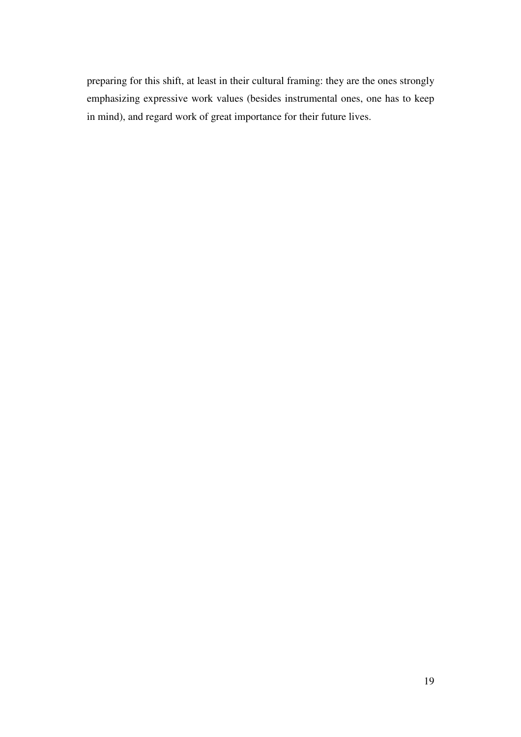preparing for this shift, at least in their cultural framing: they are the ones strongly emphasizing expressive work values (besides instrumental ones, one has to keep in mind), and regard work of great importance for their future lives.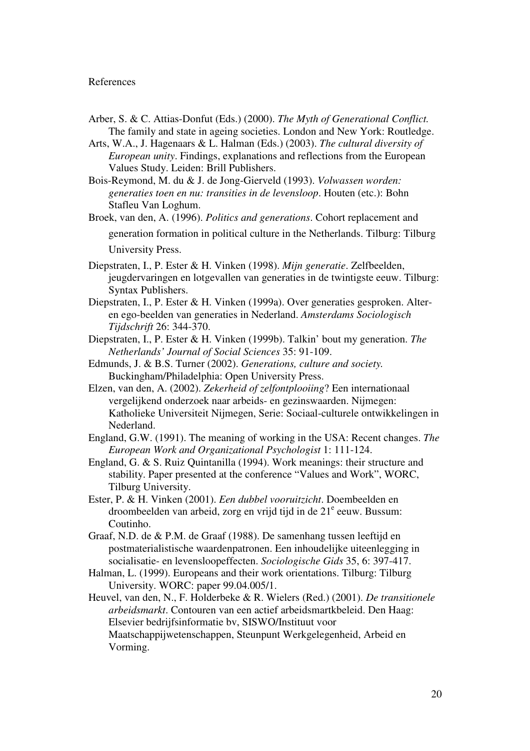References

Arber, S. & C. Attias-Donfut (Eds.) (2000). *The Myth of Generational Conflict.* The family and state in ageing societies. London and New York: Routledge.

Arts, W.A., J. Hagenaars & L. Halman (Eds.) (2003). *The cultural diversity of European unity*. Findings, explanations and reflections from the European Values Study. Leiden: Brill Publishers.

Bois-Reymond, M. du & J. de Jong-Gierveld (1993). *Volwassen worden: generaties toen en nu: transities in de levensloop*. Houten (etc.): Bohn Stafleu Van Loghum.

Broek, van den, A. (1996). *Politics and generations*. Cohort replacement and generation formation in political culture in the Netherlands. Tilburg: Tilburg University Press.

Diepstraten, I., P. Ester & H. Vinken (1998). *Mijn generatie*. Zelfbeelden, jeugdervaringen en lotgevallen van generaties in de twintigste eeuw. Tilburg: Syntax Publishers.

Diepstraten, I., P. Ester & H. Vinken (1999a). Over generaties gesproken. Alter- en ego-beelden van generaties in Nederland. *Amsterdams Sociologisch Tijdschrift* 26: 344-370.

Diepstraten, I., P. Ester & H. Vinken (1999b). Talkin' bout my generation. *The Netherlands' Journal of Social Sciences* 35: 91-109.

Edmunds, J. & B.S. Turner (2002). *Generations, culture and society.* Buckingham/Philadelphia: Open University Press.

Elzen, van den, A. (2002). *Zekerheid of zelfontplooiing*? Een internationaal vergelijkend onderzoek naar arbeids- en gezinswaarden. Nijmegen: Katholieke Universiteit Nijmegen, Serie: Sociaal-culturele ontwikkelingen in Nederland.

England, G.W. (1991). The meaning of working in the USA: Recent changes. *The European Work and Organizational Psychologist* 1: 111-124.

England, G. & S. Ruiz Quintanilla (1994). Work meanings: their structure and stability. Paper presented at the conference "Values and Work", WORC, Tilburg University.

Ester, P. & H. Vinken (2001). *Een dubbel vooruitzicht*. Doembeelden en droombeelden van arbeid, zorg en vrijd tijd in de 21e eeuw. Bussum: Coutinho.

Graaf, N.D. de & P.M. de Graaf (1988). De samenhang tussen leeftijd en postmaterialistische waardenpatronen. Een inhoudelijke uiteenlegging in socialisatie- en levensloopeffecten. *Sociologische Gids* 35, 6: 397-417.

Halman, L. (1999). Europeans and their work orientations. Tilburg: Tilburg University. WORC: paper 99.04.005/1.

Heuvel, van den, N., F. Holderbeke & R. Wielers (Red.) (2001). *De transitionele arbeidsmarkt*. Contouren van een actief arbeidsmartkbeleid. Den Haag: Elsevier bedrijfsinformatie bv, SISWO/Instituut voor Maatschappijwetenschappen, Steunpunt Werkgelegenheid, Arbeid en Vorming.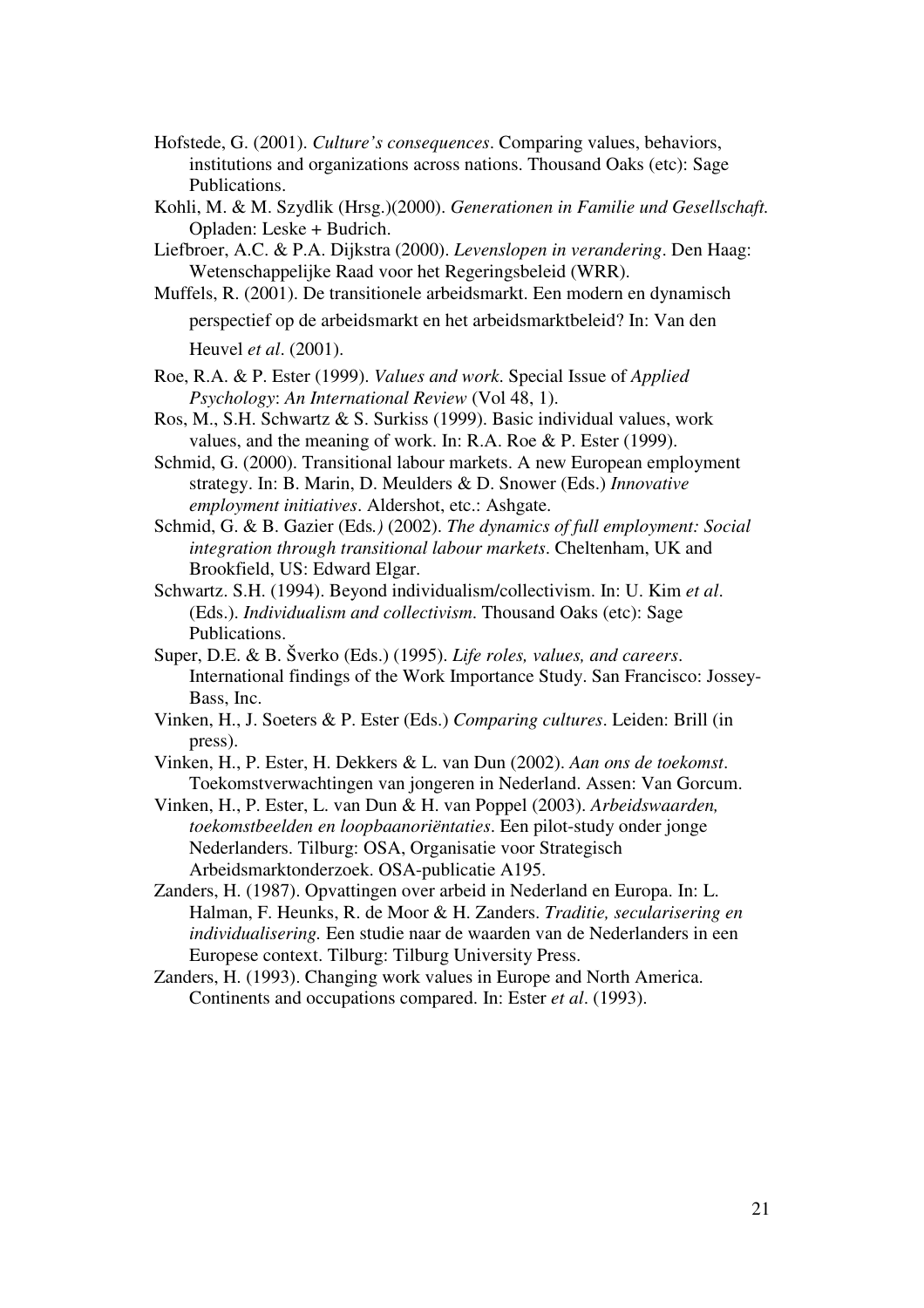Hofstede, G. (2001). *Culture's consequences*. Comparing values, behaviors, institutions and organizations across nations. Thousand Oaks (etc): Sage Publications.

Kohli, M. & M. Szydlik (Hrsg.)(2000). *Generationen in Familie und Gesellschaft.* Opladen: Leske + Budrich.

Liefbroer, A.C. & P.A. Dijkstra (2000). *Levenslopen in verandering*. Den Haag: Wetenschappelijke Raad voor het Regeringsbeleid (WRR).

Muffels, R. (2001). De transitionele arbeidsmarkt. Een modern en dynamisch perspectief op de arbeidsmarkt en het arbeidsmarktbeleid? In: Van den Heuvel *et al*. (2001).

Roe, R.A. & P. Ester (1999). *Values and work*. Special Issue of *Applied Psychology*: *An International Review* (Vol 48, 1).

Ros, M., S.H. Schwartz & S. Surkiss (1999). Basic individual values, work values, and the meaning of work. In: R.A. Roe & P. Ester (1999).

Schmid, G. (2000). Transitional labour markets. A new European employment strategy. In: B. Marin, D. Meulders & D. Snower (Eds.) *Innovative employment initiatives*. Aldershot, etc.: Ashgate.

Schmid, G. & B. Gazier (Eds*.)* (2002). *The dynamics of full employment: Social integration through transitional labour markets*. Cheltenham, UK and Brookfield, US: Edward Elgar.

Schwartz. S.H. (1994). Beyond individualism/collectivism. In: U. Kim *et al*. (Eds.). *Individualism and collectivism*. Thousand Oaks (etc): Sage Publications.

Super, D.E. & B. Šverko (Eds.) (1995). *Life roles, values, and careers*. International findings of the Work Importance Study. San Francisco: Jossey-Bass, Inc.

Vinken, H., J. Soeters & P. Ester (Eds.) *Comparing cultures*. Leiden: Brill (in press).

Vinken, H., P. Ester, H. Dekkers & L. van Dun (2002). *Aan ons de toekomst*. Toekomstverwachtingen van jongeren in Nederland. Assen: Van Gorcum.

Vinken, H., P. Ester, L. van Dun & H. van Poppel (2003). *Arbeidswaarden, toekomstbeelden en loopbaanoriëntaties*. Een pilot-study onder jonge Nederlanders. Tilburg: OSA, Organisatie voor Strategisch Arbeidsmarktonderzoek. OSA-publicatie A195.

Zanders, H. (1987). Opvattingen over arbeid in Nederland en Europa. In: L. Halman, F. Heunks, R. de Moor & H. Zanders. *Traditie, secularisering en individualisering.* Een studie naar de waarden van de Nederlanders in een Europese context. Tilburg: Tilburg University Press.

Zanders, H. (1993). Changing work values in Europe and North America. Continents and occupations compared. In: Ester *et al*. (1993).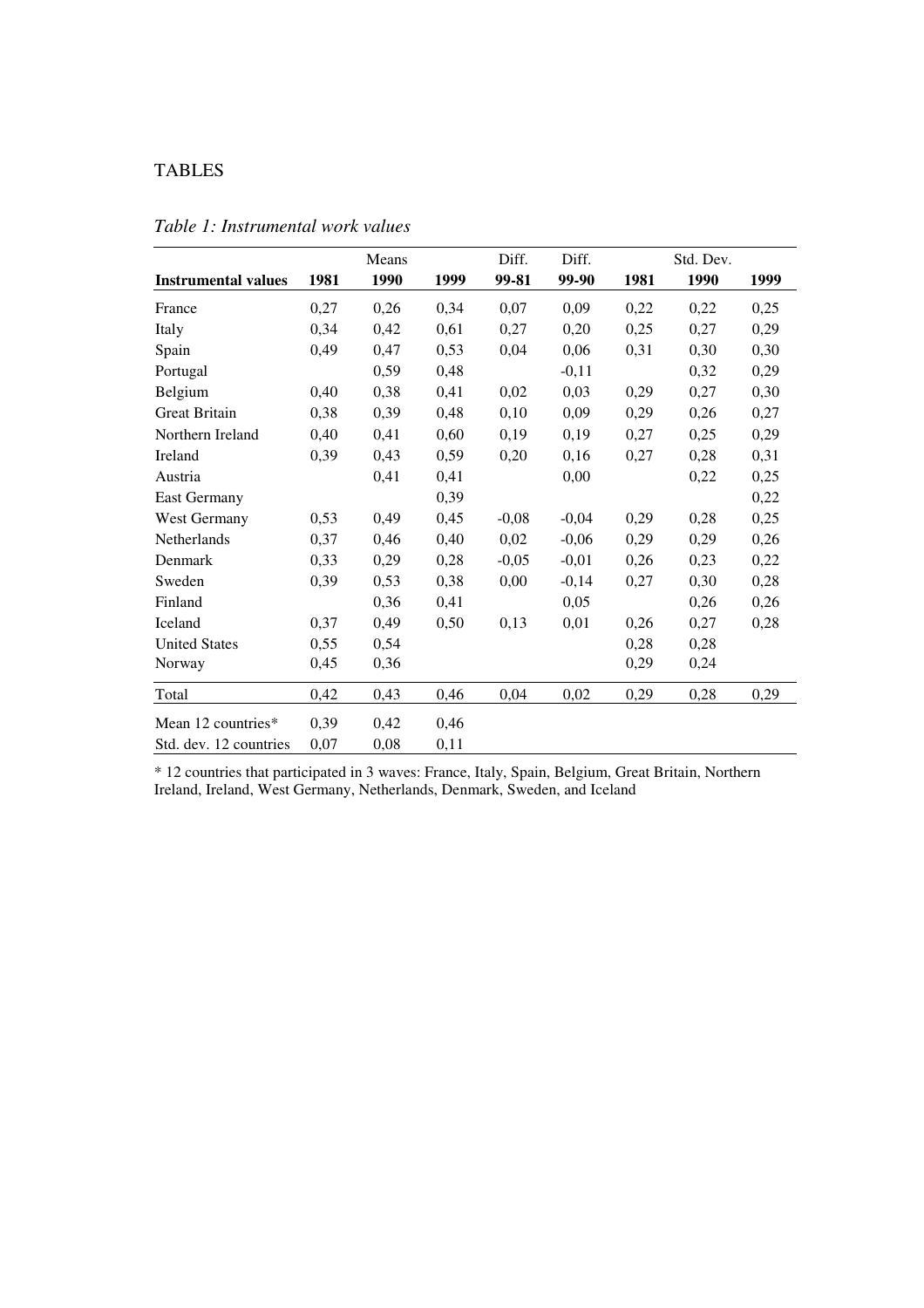# TABLES

*Table 1: Instrumental work values*

| | Means | | | Diff. | Diff. | Std. Dev. | | |
|---|---|---|---|---|---|---|---|---|
| **Instrumental values** | **1981** | **1990** | **1999** | **99-81** | **99-90** | **1981** | **1990** | **1999** |
| France | 0,27 | 0,26 | 0,34 | 0,07 | 0,09 | 0,22 | 0,22 | 0,25 |
| Italy | 0,34 | 0,42 | 0,61 | 0,27 | 0,20 | 0,25 | 0,27 | 0,29 |
| Spain | 0,49 | 0,47 | 0,53 | 0,04 | 0,06 | 0,31 | 0,30 | 0,30 |
| Portugal | | 0,59 | 0,48 | | -0,11 | | 0,32 | 0,29 |
| Belgium | 0,40 | 0,38 | 0,41 | 0,02 | 0,03 | 0,29 | 0,27 | 0,30 |
| Great Britain | 0,38 | 0,39 | 0,48 | 0,10 | 0,09 | 0,29 | 0,26 | 0,27 |
| Northern Ireland | 0,40 | 0,41 | 0,60 | 0,19 | 0,19 | 0,27 | 0,25 | 0,29 |
| Ireland | 0,39 | 0,43 | 0,59 | 0,20 | 0,16 | 0,27 | 0,28 | 0,31 |
| Austria | | 0,41 | 0,41 | | 0,00 | | 0,22 | 0,25 |
| East Germany | | | 0,39 | | | | | 0,22 |
| West Germany | 0,53 | 0,49 | 0,45 | -0,08 | -0,04 | 0,29 | 0,28 | 0,25 |
| Netherlands | 0,37 | 0,46 | 0,40 | 0,02 | -0,06 | 0,29 | 0,29 | 0,26 |
| Denmark | 0,33 | 0,29 | 0,28 | -0,05 | -0,01 | 0,26 | 0,23 | 0,22 |
| Sweden | 0,39 | 0,53 | 0,38 | 0,00 | -0,14 | 0,27 | 0,30 | 0,28 |
| Finland | | 0,36 | 0,41 | | 0,05 | | 0,26 | 0,26 |
| Iceland | 0,37 | 0,49 | 0,50 | 0,13 | 0,01 | 0,26 | 0,27 | 0,28 |
| United States | 0,55 | 0,54 | | | | 0,28 | 0,28 | |
| Norway | 0,45 | 0,36 | | | | 0,29 | 0,24 | |
| Total | 0,42 | 0,43 | 0,46 | 0,04 | 0,02 | 0,29 | 0,28 | 0,29 |
| Mean 12 countries* | 0,39 | 0,42 | 0,46 | | | | | |
| Std. dev. 12 countries | 0,07 | 0,08 | 0,11 | | | | | |

* 12 countries that participated in 3 waves: France, Italy, Spain, Belgium, Great Britain, Northern Ireland, Ireland, West Germany, Netherlands, Denmark, Sweden, and Iceland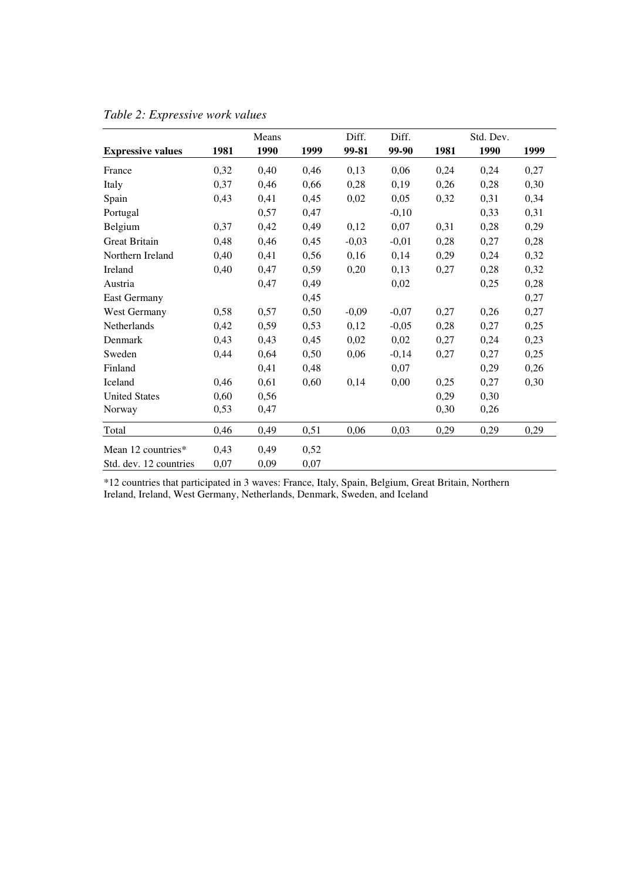*Table 2: Expressive work values*

| | Means | | | Diff. | Diff. | Std. Dev. | | |
|---|---|---|---|---|---|---|---|---|
| **Expressive values** | **1981** | **1990** | **1999** | **99-81** | **99-90** | **1981** | **1990** | **1999** |
| France | 0,32 | 0,40 | 0,46 | 0,13 | 0,06 | 0,24 | 0,24 | 0,27 |
| Italy | 0,37 | 0,46 | 0,66 | 0,28 | 0,19 | 0,26 | 0,28 | 0,30 |
| Spain | 0,43 | 0,41 | 0,45 | 0,02 | 0,05 | 0,32 | 0,31 | 0,34 |
| Portugal | | 0,57 | 0,47 | | -0,10 | | 0,33 | 0,31 |
| Belgium | 0,37 | 0,42 | 0,49 | 0,12 | 0,07 | 0,31 | 0,28 | 0,29 |
| Great Britain | 0,48 | 0,46 | 0,45 | -0,03 | -0,01 | 0,28 | 0,27 | 0,28 |
| Northern Ireland | 0,40 | 0,41 | 0,56 | 0,16 | 0,14 | 0,29 | 0,24 | 0,32 |
| Ireland | 0,40 | 0,47 | 0,59 | 0,20 | 0,13 | 0,27 | 0,28 | 0,32 |
| Austria | | 0,47 | 0,49 | | 0,02 | | 0,25 | 0,28 |
| East Germany | | | 0,45 | | | | | 0,27 |
| West Germany | 0,58 | 0,57 | 0,50 | -0,09 | -0,07 | 0,27 | 0,26 | 0,27 |
| Netherlands | 0,42 | 0,59 | 0,53 | 0,12 | -0,05 | 0,28 | 0,27 | 0,25 |
| Denmark | 0,43 | 0,43 | 0,45 | 0,02 | 0,02 | 0,27 | 0,24 | 0,23 |
| Sweden | 0,44 | 0,64 | 0,50 | 0,06 | -0,14 | 0,27 | 0,27 | 0,25 |
| Finland | | 0,41 | 0,48 | | 0,07 | | 0,29 | 0,26 |
| Iceland | 0,46 | 0,61 | 0,60 | 0,14 | 0,00 | 0,25 | 0,27 | 0,30 |
| United States | 0,60 | 0,56 | | | | 0,29 | 0,30 | |
| Norway | 0,53 | 0,47 | | | | 0,30 | 0,26 | |
| Total | 0,46 | 0,49 | 0,51 | 0,06 | 0,03 | 0,29 | 0,29 | 0,29 |
| Mean 12 countries* | 0,43 | 0,49 | 0,52 | | | | | |
| Std. dev. 12 countries | 0,07 | 0,09 | 0,07 | | | | | |

*12 countries that participated in 3 waves: France, Italy, Spain, Belgium, Great Britain, Northern Ireland, Ireland, West Germany, Netherlands, Denmark, Sweden, and Iceland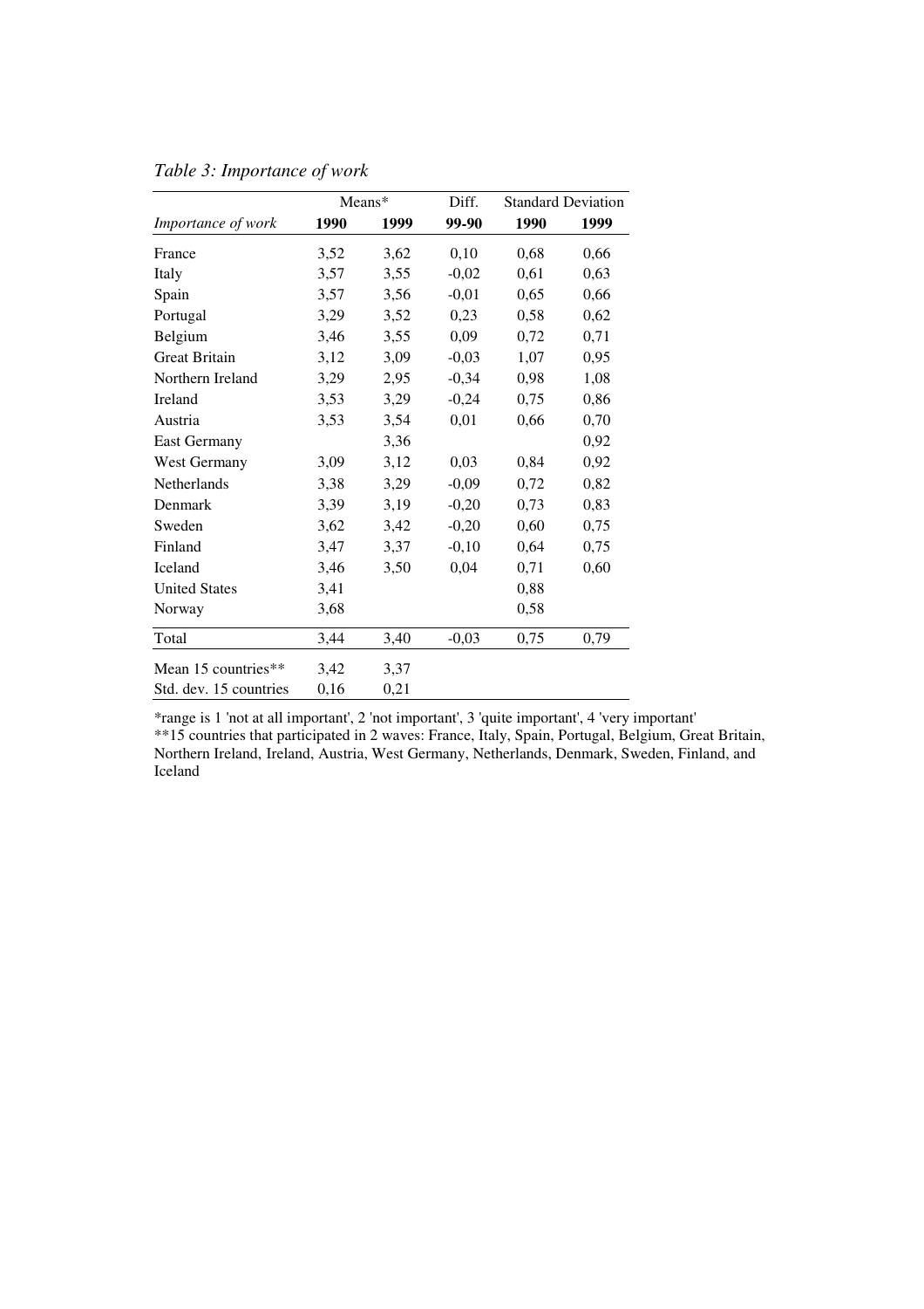*Table 3: Importance of work*

| | Means* | | Diff. | Standard Deviation | |
|---|---|---|---|---|---|
| *Importance of work* | **1990** | **1999** | **99-90** | **1990** | **1999** |
| France | 3,52 | 3,62 | 0,10 | 0,68 | 0,66 |
| Italy | 3,57 | 3,55 | -0,02 | 0,61 | 0,63 |
| Spain | 3,57 | 3,56 | -0,01 | 0,65 | 0,66 |
| Portugal | 3,29 | 3,52 | 0,23 | 0,58 | 0,62 |
| Belgium | 3,46 | 3,55 | 0,09 | 0,72 | 0,71 |
| Great Britain | 3,12 | 3,09 | -0,03 | 1,07 | 0,95 |
| Northern Ireland | 3,29 | 2,95 | -0,34 | 0,98 | 1,08 |
| Ireland | 3,53 | 3,29 | -0,24 | 0,75 | 0,86 |
| Austria | 3,53 | 3,54 | 0,01 | 0,66 | 0,70 |
| East Germany | | 3,36 | | | 0,92 |
| West Germany | 3,09 | 3,12 | 0,03 | 0,84 | 0,92 |
| Netherlands | 3,38 | 3,29 | -0,09 | 0,72 | 0,82 |
| Denmark | 3,39 | 3,19 | -0,20 | 0,73 | 0,83 |
| Sweden | 3,62 | 3,42 | -0,20 | 0,60 | 0,75 |
| Finland | 3,47 | 3,37 | -0,10 | 0,64 | 0,75 |
| Iceland | 3,46 | 3,50 | 0,04 | 0,71 | 0,60 |
| United States | 3,41 | | | 0,88 | |
| Norway | 3,68 | | | 0,58 | |
| Total | 3,44 | 3,40 | -0,03 | 0,75 | 0,79 |
| Mean 15 countries** | 3,42 | 3,37 | | | |
| Std. dev. 15 countries | 0,16 | 0,21 | | | |

*range is 1 'not at all important', 2 'not important', 3 'quite important', 4 'very important'
**15 countries that participated in 2 waves: France, Italy, Spain, Portugal, Belgium, Great Britain, Northern Ireland, Ireland, Austria, West Germany, Netherlands, Denmark, Sweden, Finland, and Iceland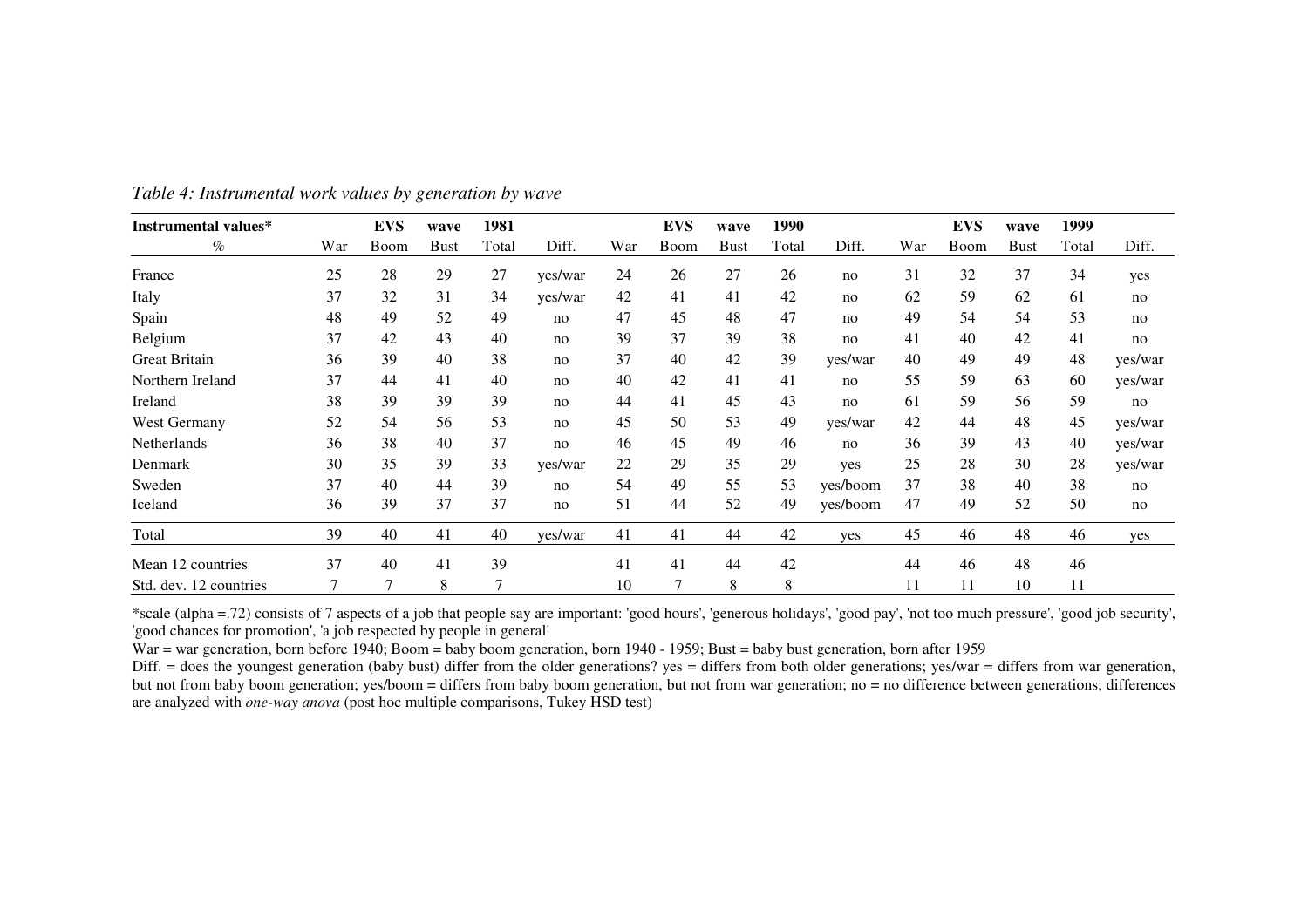*Table 4: Instrumental work values by generation by wave*

| Instrumental values* | | EVS | wave | 1981 | | | EVS | wave | 1990 | | | EVS | wave | 1999 | |
|---|---|---|---|---|---|---|---|---|---|---|---|---|---|---|---|
| % | War | Boom | Bust | Total | Diff. | War | Boom | Bust | Total | Diff. | War | Boom | Bust | Total | Diff. |
| France | 25 | 28 | 29 | 27 | yes/war | 24 | 26 | 27 | 26 | no | 31 | 32 | 37 | 34 | yes |
| Italy | 37 | 32 | 31 | 34 | yes/war | 42 | 41 | 41 | 42 | no | 62 | 59 | 62 | 61 | no |
| Spain | 48 | 49 | 52 | 49 | no | 47 | 45 | 48 | 47 | no | 49 | 54 | 54 | 53 | no |
| Belgium | 37 | 42 | 43 | 40 | no | 39 | 37 | 39 | 38 | no | 41 | 40 | 42 | 41 | no |
| Great Britain | 36 | 39 | 40 | 38 | no | 37 | 40 | 42 | 39 | yes/war | 40 | 49 | 49 | 48 | yes/war |
| Northern Ireland | 37 | 44 | 41 | 40 | no | 40 | 42 | 41 | 41 | no | 55 | 59 | 63 | 60 | yes/war |
| Ireland | 38 | 39 | 39 | 39 | no | 44 | 41 | 45 | 43 | no | 61 | 59 | 56 | 59 | no |
| West Germany | 52 | 54 | 56 | 53 | no | 45 | 50 | 53 | 49 | yes/war | 42 | 44 | 48 | 45 | yes/war |
| Netherlands | 36 | 38 | 40 | 37 | no | 46 | 45 | 49 | 46 | no | 36 | 39 | 43 | 40 | yes/war |
| Denmark | 30 | 35 | 39 | 33 | yes/war | 22 | 29 | 35 | 29 | yes | 25 | 28 | 30 | 28 | yes/war |
| Sweden | 37 | 40 | 44 | 39 | no | 54 | 49 | 55 | 53 | yes/boom | 37 | 38 | 40 | 38 | no |
| Iceland | 36 | 39 | 37 | 37 | no | 51 | 44 | 52 | 49 | yes/boom | 47 | 49 | 52 | 50 | no |
| Total | 39 | 40 | 41 | 40 | yes/war | 41 | 41 | 44 | 42 | yes | 45 | 46 | 48 | 46 | yes |
| Mean 12 countries | 37 | 40 | 41 | 39 | | 41 | 41 | 44 | 42 | | 44 | 46 | 48 | 46 | |
| Std. dev. 12 countries | 7 | 7 | 8 | 7 | | 10 | 7 | 8 | 8 | | 11 | 11 | 10 | 11 | |

*scale (alpha =.72) consists of 7 aspects of a job that people say are important: 'good hours', 'generous holidays', 'good pay', 'not too much pressure', 'good job security', 'good chances for promotion', 'a job respected by people in general'

War = war generation, born before 1940; Boom = baby boom generation, born 1940 - 1959; Bust = baby bust generation, born after 1959

Diff. = does the youngest generation (baby bust) differ from the older generations? yes = differs from both older generations; yes/war = differs from war generation, but not from baby boom generation; yes/boom = differs from baby boom generation, but not from war generation; no = no difference between generations; differences are analyzed with *one-way anova* (post hoc multiple comparisons, Tukey HSD test)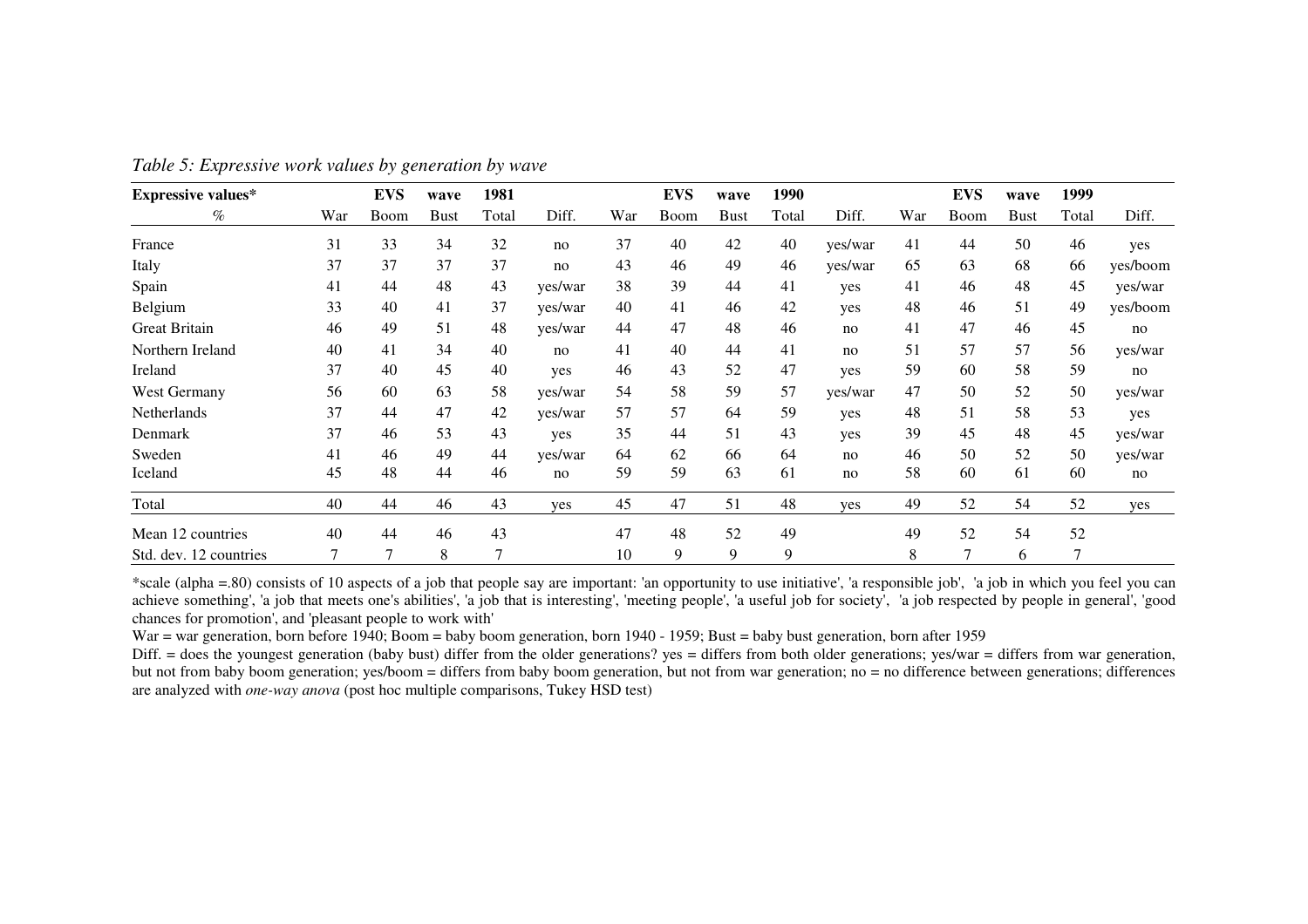*Table 5: Expressive work values by generation by wave*

| **Expressive values*** | | **EVS** | **wave** | **1981** | | | **EVS** | **wave** | **1990** | | | **EVS** | **wave** | **1999** | |
|---|---|---|---|---|---|---|---|---|---|---|---|---|---|---|---|
| % | War | Boom | Bust | Total | Diff. | War | Boom | Bust | Total | Diff. | War | Boom | Bust | Total | Diff. |
| France | 31 | 33 | 34 | 32 | no | 37 | 40 | 42 | 40 | yes/war | 41 | 44 | 50 | 46 | yes |
| Italy | 37 | 37 | 37 | 37 | no | 43 | 46 | 49 | 46 | yes/war | 65 | 63 | 68 | 66 | yes/boom |
| Spain | 41 | 44 | 48 | 43 | yes/war | 38 | 39 | 44 | 41 | yes | 41 | 46 | 48 | 45 | yes/war |
| Belgium | 33 | 40 | 41 | 37 | yes/war | 40 | 41 | 46 | 42 | yes | 48 | 46 | 51 | 49 | yes/boom |
| Great Britain | 46 | 49 | 51 | 48 | yes/war | 44 | 47 | 48 | 46 | no | 41 | 47 | 46 | 45 | no |
| Northern Ireland | 40 | 41 | 34 | 40 | no | 41 | 40 | 44 | 41 | no | 51 | 57 | 57 | 56 | yes/war |
| Ireland | 37 | 40 | 45 | 40 | yes | 46 | 43 | 52 | 47 | yes | 59 | 60 | 58 | 59 | no |
| West Germany | 56 | 60 | 63 | 58 | yes/war | 54 | 58 | 59 | 57 | yes/war | 47 | 50 | 52 | 50 | yes/war |
| Netherlands | 37 | 44 | 47 | 42 | yes/war | 57 | 57 | 64 | 59 | yes | 48 | 51 | 58 | 53 | yes |
| Denmark | 37 | 46 | 53 | 43 | yes | 35 | 44 | 51 | 43 | yes | 39 | 45 | 48 | 45 | yes/war |
| Sweden | 41 | 46 | 49 | 44 | yes/war | 64 | 62 | 66 | 64 | no | 46 | 50 | 52 | 50 | yes/war |
| Iceland | 45 | 48 | 44 | 46 | no | 59 | 59 | 63 | 61 | no | 58 | 60 | 61 | 60 | no |
| Total | 40 | 44 | 46 | 43 | yes | 45 | 47 | 51 | 48 | yes | 49 | 52 | 54 | 52 | yes |
| Mean 12 countries | 40 | 44 | 46 | 43 | | 47 | 48 | 52 | 49 | | 49 | 52 | 54 | 52 | |
| Std. dev. 12 countries | 7 | 7 | 8 | 7 | | 10 | 9 | 9 | 9 | | 8 | 7 | 6 | 7 | |

*scale (alpha =.80) consists of 10 aspects of a job that people say are important: 'an opportunity to use initiative', 'a responsible job', 'a job in which you feel you can achieve something', 'a job that meets one's abilities', 'a job that is interesting', 'meeting people', 'a useful job for society', 'a job respected by people in general', 'good chances for promotion', and 'pleasant people to work with'

War = war generation, born before 1940; Boom = baby boom generation, born 1940 - 1959; Bust = baby bust generation, born after 1959

Diff. = does the youngest generation (baby bust) differ from the older generations? yes = differs from both older generations; yes/war = differs from war generation, but not from baby boom generation; yes/boom = differs from baby boom generation, but not from war generation; no = no difference between generations; differences are analyzed with *one-way anova* (post hoc multiple comparisons, Tukey HSD test)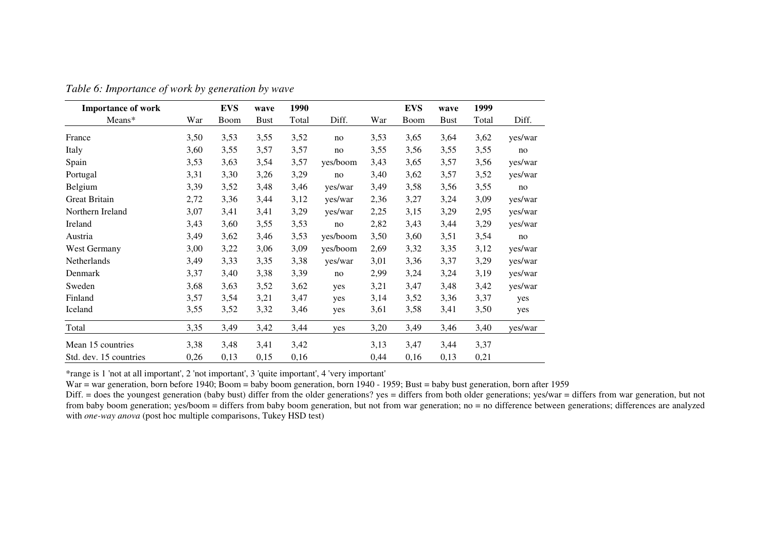*Table 6: Importance of work by generation by wave*

| Importance of work | | EVS | wave | 1990 | | | EVS | wave | 1999 | |
|---|---|---|---|---|---|---|---|---|---|---|
| Means* | War | Boom | Bust | Total | Diff. | War | Boom | Bust | Total | Diff. |
| France | 3,50 | 3,53 | 3,55 | 3,52 | no | 3,53 | 3,65 | 3,64 | 3,62 | yes/war |
| Italy | 3,60 | 3,55 | 3,57 | 3,57 | no | 3,55 | 3,56 | 3,55 | 3,55 | no |
| Spain | 3,53 | 3,63 | 3,54 | 3,57 | yes/boom | 3,43 | 3,65 | 3,57 | 3,56 | yes/war |
| Portugal | 3,31 | 3,30 | 3,26 | 3,29 | no | 3,40 | 3,62 | 3,57 | 3,52 | yes/war |
| Belgium | 3,39 | 3,52 | 3,48 | 3,46 | yes/war | 3,49 | 3,58 | 3,56 | 3,55 | no |
| Great Britain | 2,72 | 3,36 | 3,44 | 3,12 | yes/war | 2,36 | 3,27 | 3,24 | 3,09 | yes/war |
| Northern Ireland | 3,07 | 3,41 | 3,41 | 3,29 | yes/war | 2,25 | 3,15 | 3,29 | 2,95 | yes/war |
| Ireland | 3,43 | 3,60 | 3,55 | 3,53 | no | 2,82 | 3,43 | 3,44 | 3,29 | yes/war |
| Austria | 3,49 | 3,62 | 3,46 | 3,53 | yes/boom | 3,50 | 3,60 | 3,51 | 3,54 | no |
| West Germany | 3,00 | 3,22 | 3,06 | 3,09 | yes/boom | 2,69 | 3,32 | 3,35 | 3,12 | yes/war |
| Netherlands | 3,49 | 3,33 | 3,35 | 3,38 | yes/war | 3,01 | 3,36 | 3,37 | 3,29 | yes/war |
| Denmark | 3,37 | 3,40 | 3,38 | 3,39 | no | 2,99 | 3,24 | 3,24 | 3,19 | yes/war |
| Sweden | 3,68 | 3,63 | 3,52 | 3,62 | yes | 3,21 | 3,47 | 3,48 | 3,42 | yes/war |
| Finland | 3,57 | 3,54 | 3,21 | 3,47 | yes | 3,14 | 3,52 | 3,36 | 3,37 | yes |
| Iceland | 3,55 | 3,52 | 3,32 | 3,46 | yes | 3,61 | 3,58 | 3,41 | 3,50 | yes |
| Total | 3,35 | 3,49 | 3,42 | 3,44 | yes | 3,20 | 3,49 | 3,46 | 3,40 | yes/war |
| Mean 15 countries | 3,38 | 3,48 | 3,41 | 3,42 | | 3,13 | 3,47 | 3,44 | 3,37 | |
| Std. dev. 15 countries | 0,26 | 0,13 | 0,15 | 0,16 | | 0,44 | 0,16 | 0,13 | 0,21 | |

*range is 1 'not at all important', 2 'not important', 3 'quite important', 4 'very important'

War = war generation, born before 1940; Boom = baby boom generation, born 1940 - 1959; Bust = baby bust generation, born after 1959

Diff. = does the youngest generation (baby bust) differ from the older generations? yes = differs from both older generations; yes/war = differs from war generation, but not from baby boom generation; yes/boom = differs from baby boom generation, but not from war generation; no = no difference between generations; differences are analyzed with *one-way anova* (post hoc multiple comparisons, Tukey HSD test)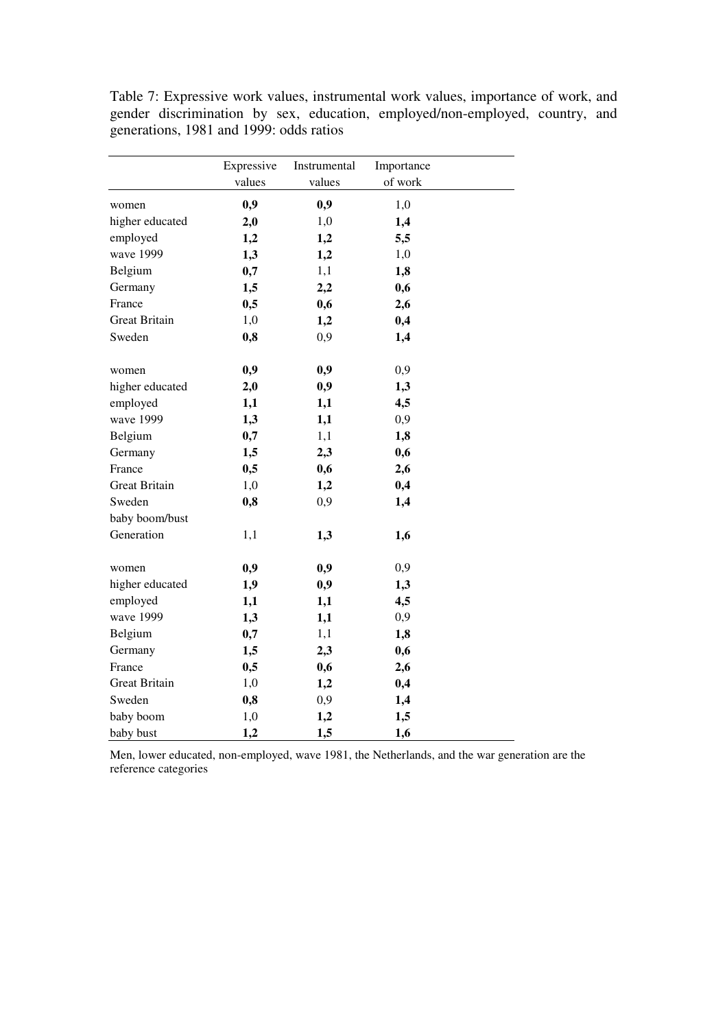Table 7: Expressive work values, instrumental work values, importance of work, and gender discrimination by sex, education, employed/non-employed, country, and generations, 1981 and 1999: odds ratios

| | Expressive values | Instrumental values | Importance of work |
|---|---|---|---|
| women | **0,9** | **0,9** | 1,0 |
| higher educated | **2,0** | 1,0 | **1,4** |
| employed | **1,2** | **1,2** | **5,5** |
| wave 1999 | **1,3** | **1,2** | 1,0 |
| Belgium | **0,7** | 1,1 | **1,8** |
| Germany | **1,5** | **2,2** | **0,6** |
| France | **0,5** | **0,6** | **2,6** |
| Great Britain | 1,0 | **1,2** | **0,4** |
| Sweden | **0,8** | 0,9 | **1,4** |
| | | | |
| women | **0,9** | **0,9** | 0,9 |
| higher educated | **2,0** | **0,9** | **1,3** |
| employed | **1,1** | **1,1** | **4,5** |
| wave 1999 | **1,3** | **1,1** | 0,9 |
| Belgium | **0,7** | 1,1 | **1,8** |
| Germany | **1,5** | **2,3** | **0,6** |
| France | **0,5** | **0,6** | **2,6** |
| Great Britain | 1,0 | **1,2** | **0,4** |
| Sweden | **0,8** | 0,9 | **1,4** |
| baby boom/bust Generation | 1,1 | **1,3** | **1,6** |
| | | | |
| women | **0,9** | **0,9** | 0,9 |
| higher educated | **1,9** | **0,9** | **1,3** |
| employed | **1,1** | **1,1** | **4,5** |
| wave 1999 | **1,3** | **1,1** | 0,9 |
| Belgium | **0,7** | 1,1 | **1,8** |
| Germany | **1,5** | **2,3** | **0,6** |
| France | **0,5** | **0,6** | **2,6** |
| Great Britain | 1,0 | **1,2** | **0,4** |
| Sweden | **0,8** | 0,9 | **1,4** |
| baby boom | 1,0 | **1,2** | **1,5** |
| baby bust | **1,2** | **1,5** | **1,6** |

Men, lower educated, non-employed, wave 1981, the Netherlands, and the war generation are the reference categories